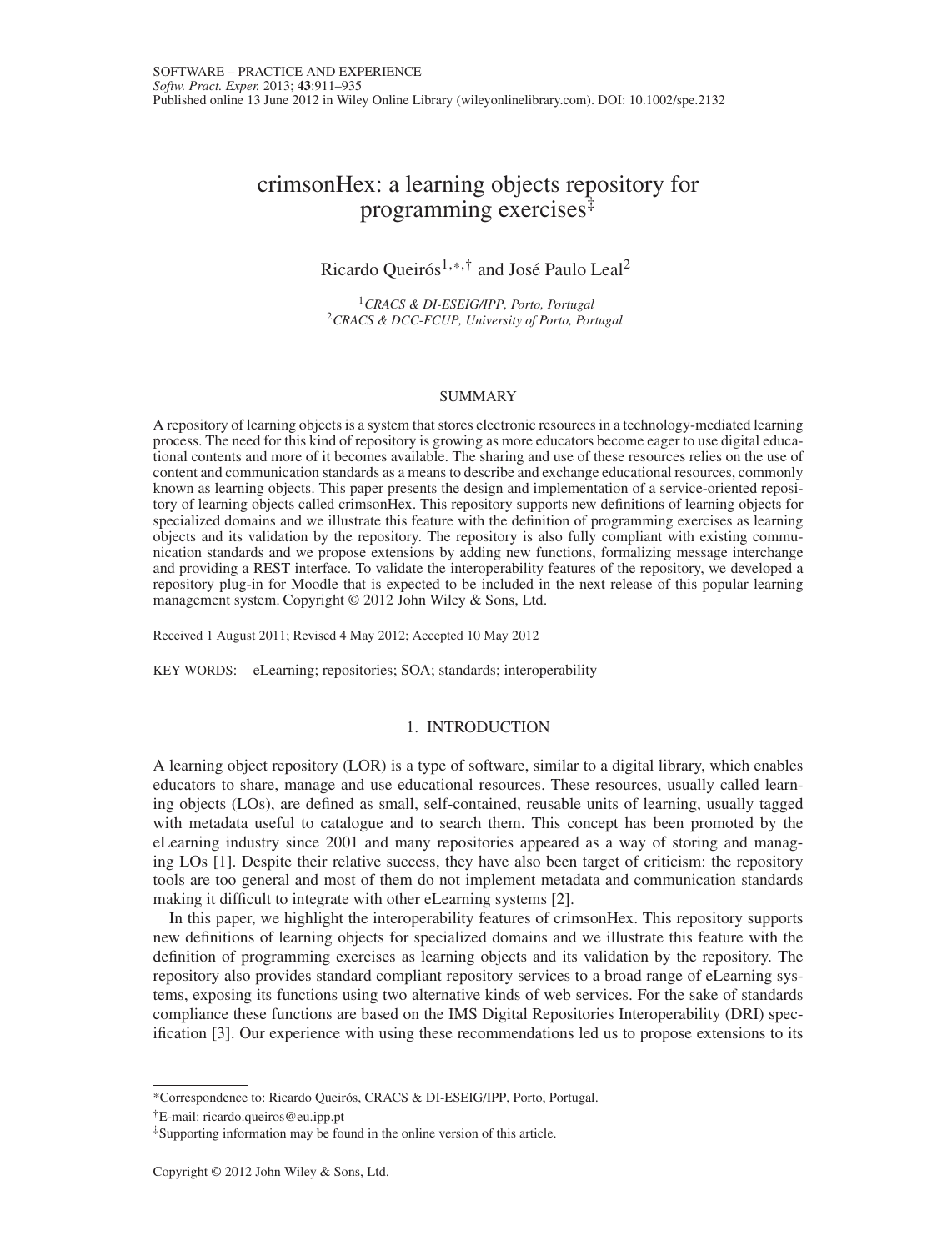# crimsonHex: a learning objects repository for programming exercises[‡]

Ricardo Queirós[1,*,†] and José Paulo Leal[2]

[1]*CRACS & DI-ESEIG/IPP, Porto, Portugal*
[2]*CRACS & DCC-FCUP, University of Porto, Portugal*

## SUMMARY

A repository of learning objects is a system that stores electronic resources in a technology-mediated learning process. The need for this kind of repository is growing as more educators become eager to use digital educational contents and more of it becomes available. The sharing and use of these resources relies on the use of content and communication standards as a means to describe and exchange educational resources, commonly known as learning objects. This paper presents the design and implementation of a service-oriented repository of learning objects called crimsonHex. This repository supports new definitions of learning objects for specialized domains and we illustrate this feature with the definition of programming exercises as learning objects and its validation by the repository. The repository is also fully compliant with existing communication standards and we propose extensions by adding new functions, formalizing message interchange and providing a REST interface. To validate the interoperability features of the repository, we developed a repository plug-in for Moodle that is expected to be included in the next release of this popular learning management system. Copyright © 2012 John Wiley & Sons, Ltd.

Received 1 August 2011; Revised 4 May 2012; Accepted 10 May 2012

KEY WORDS: eLearning; repositories; SOA; standards; interoperability

## 1. INTRODUCTION

A learning object repository (LOR) is a type of software, similar to a digital library, which enables educators to share, manage and use educational resources. These resources, usually called learning objects (LOs), are defined as small, self-contained, reusable units of learning, usually tagged with metadata useful to catalogue and to search them. This concept has been promoted by the eLearning industry since 2001 and many repositories appeared as a way of storing and managing LOs [1]. Despite their relative success, they have also been target of criticism: the repository tools are too general and most of them do not implement metadata and communication standards making it difficult to integrate with other eLearning systems [2].

In this paper, we highlight the interoperability features of crimsonHex. This repository supports new definitions of learning objects for specialized domains and we illustrate this feature with the definition of programming exercises as learning objects and its validation by the repository. The repository also provides standard compliant repository services to a broad range of eLearning systems, exposing its functions using two alternative kinds of web services. For the sake of standards compliance these functions are based on the IMS Digital Repositories Interoperability (DRI) specification [3]. Our experience with using these recommendations led us to propose extensions to its

---

*Correspondence to: Ricardo Queirós, CRACS & DI-ESEIG/IPP, Porto, Portugal.

†E-mail: ricardo.queiros@eu.ipp.pt

‡Supporting information may be found in the online version of this article.

Copyright © 2012 John Wiley & Sons, Ltd.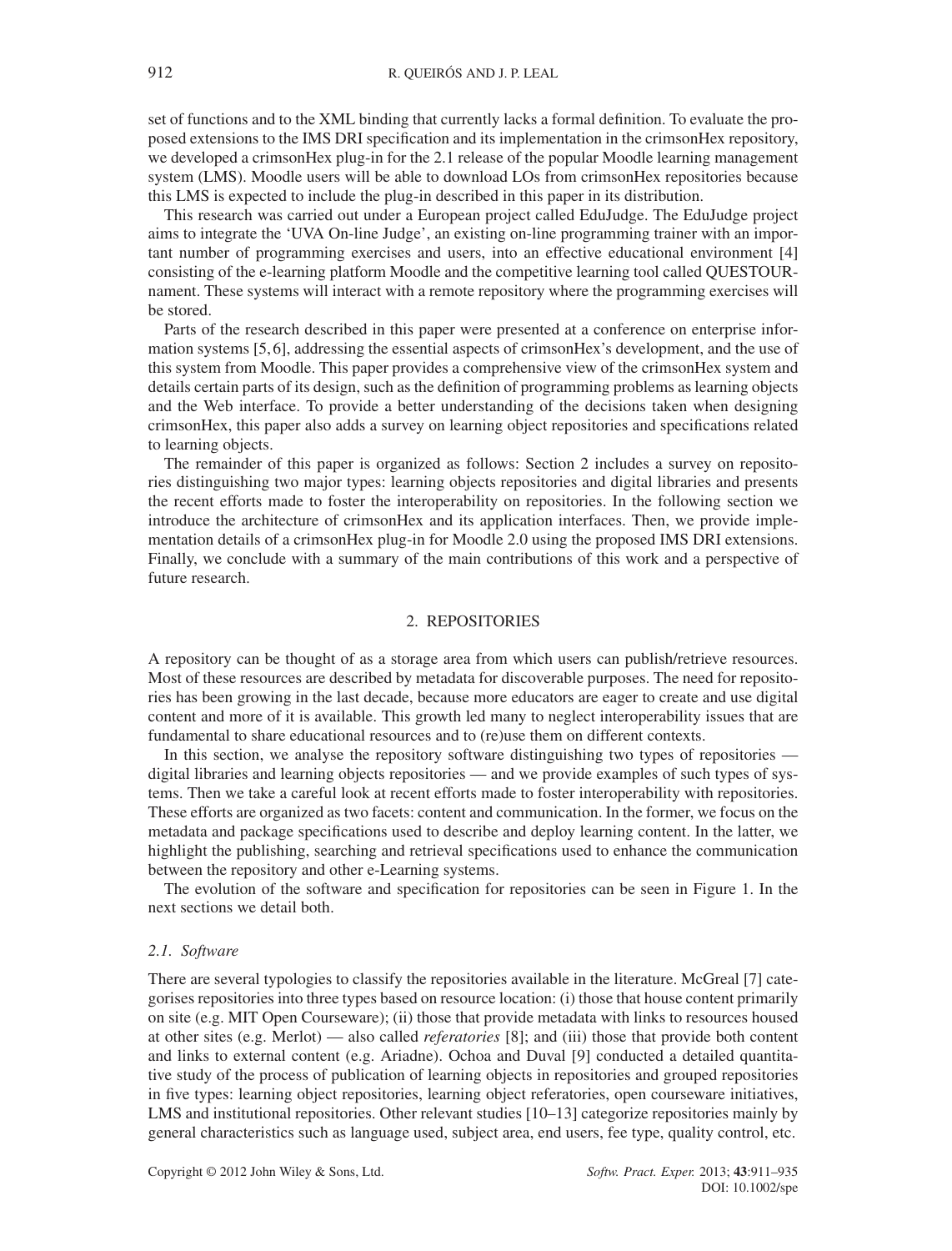set of functions and to the XML binding that currently lacks a formal definition. To evaluate the proposed extensions to the IMS DRI specification and its implementation in the crimsonHex repository, we developed a crimsonHex plug-in for the 2.1 release of the popular Moodle learning management system (LMS). Moodle users will be able to download LOs from crimsonHex repositories because this LMS is expected to include the plug-in described in this paper in its distribution.

This research was carried out under a European project called EduJudge. The EduJudge project aims to integrate the 'UVA On-line Judge', an existing on-line programming trainer with an important number of programming exercises and users, into an effective educational environment [4] consisting of the e-learning platform Moodle and the competitive learning tool called QUESTOURnament. These systems will interact with a remote repository where the programming exercises will be stored.

Parts of the research described in this paper were presented at a conference on enterprise information systems [5, 6], addressing the essential aspects of crimsonHex's development, and the use of this system from Moodle. This paper provides a comprehensive view of the crimsonHex system and details certain parts of its design, such as the definition of programming problems as learning objects and the Web interface. To provide a better understanding of the decisions taken when designing crimsonHex, this paper also adds a survey on learning object repositories and specifications related to learning objects.

The remainder of this paper is organized as follows: Section 2 includes a survey on repositories distinguishing two major types: learning objects repositories and digital libraries and presents the recent efforts made to foster the interoperability on repositories. In the following section we introduce the architecture of crimsonHex and its application interfaces. Then, we provide implementation details of a crimsonHex plug-in for Moodle 2.0 using the proposed IMS DRI extensions. Finally, we conclude with a summary of the main contributions of this work and a perspective of future research.

## 2. REPOSITORIES

A repository can be thought of as a storage area from which users can publish/retrieve resources. Most of these resources are described by metadata for discoverable purposes. The need for repositories has been growing in the last decade, because more educators are eager to create and use digital content and more of it is available. This growth led many to neglect interoperability issues that are fundamental to share educational resources and to (re)use them on different contexts.

In this section, we analyse the repository software distinguishing two types of repositories — digital libraries and learning objects repositories — and we provide examples of such types of systems. Then we take a careful look at recent efforts made to foster interoperability with repositories. These efforts are organized as two facets: content and communication. In the former, we focus on the metadata and package specifications used to describe and deploy learning content. In the latter, we highlight the publishing, searching and retrieval specifications used to enhance the communication between the repository and other e-Learning systems.

The evolution of the software and specification for repositories can be seen in Figure 1. In the next sections we detail both.

### 2.1. Software

There are several typologies to classify the repositories available in the literature. McGreal [7] categorises repositories into three types based on resource location: (i) those that house content primarily on site (e.g. MIT Open Courseware); (ii) those that provide metadata with links to resources housed at other sites (e.g. Merlot) — also called *referatories* [8]; and (iii) those that provide both content and links to external content (e.g. Ariadne). Ochoa and Duval [9] conducted a detailed quantitative study of the process of publication of learning objects in repositories and grouped repositories in five types: learning object repositories, learning object referatories, open courseware initiatives, LMS and institutional repositories. Other relevant studies [10–13] categorize repositories mainly by general characteristics such as language used, subject area, end users, fee type, quality control, etc.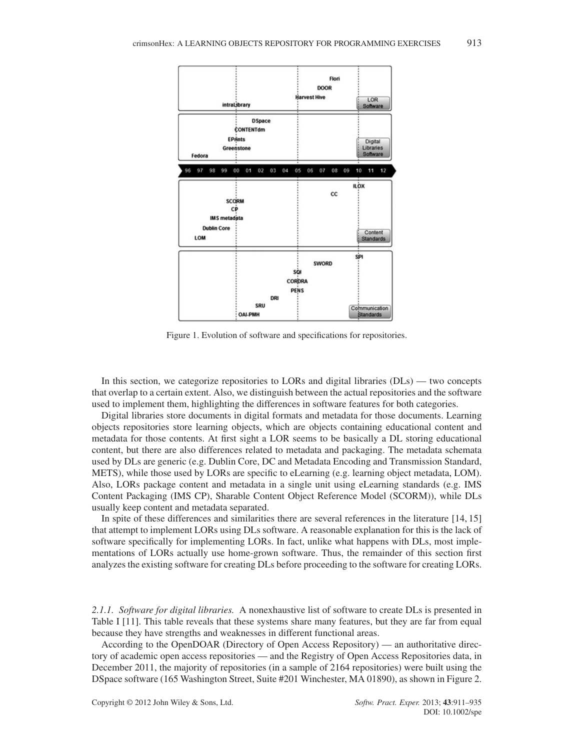Figure 1. Evolution of software and specifications for repositories.

In this section, we categorize repositories to LORs and digital libraries (DLs) — two concepts that overlap to a certain extent. Also, we distinguish between the actual repositories and the software used to implement them, highlighting the differences in software features for both categories.

Digital libraries store documents in digital formats and metadata for those documents. Learning objects repositories store learning objects, which are objects containing educational content and metadata for those contents. At first sight a LOR seems to be basically a DL storing educational content, but there are also differences related to metadata and packaging. The metadata schemata used by DLs are generic (e.g. Dublin Core, DC and Metadata Encoding and Transmission Standard, METS), while those used by LORs are specific to eLearning (e.g. learning object metadata, LOM). Also, LORs package content and metadata in a single unit using eLearning standards (e.g. IMS Content Packaging (IMS CP), Sharable Content Object Reference Model (SCORM)), while DLs usually keep content and metadata separated.

In spite of these differences and similarities there are several references in the literature [14, 15] that attempt to implement LORs using DLs software. A reasonable explanation for this is the lack of software specifically for implementing LORs. In fact, unlike what happens with DLs, most implementations of LORs actually use home-grown software. Thus, the remainder of this section first analyzes the existing software for creating DLs before proceeding to the software for creating LORs.

*2.1.1. Software for digital libraries.* A nonexhaustive list of software to create DLs is presented in Table I [11]. This table reveals that these systems share many features, but they are far from equal because they have strengths and weaknesses in different functional areas.

According to the OpenDOAR (Directory of Open Access Repository) — an authoritative directory of academic open access repositories — and the Registry of Open Access Repositories data, in December 2011, the majority of repositories (in a sample of 2164 repositories) were built using the DSpace software (165 Washington Street, Suite #201 Winchester, MA 01890), as shown in Figure 2.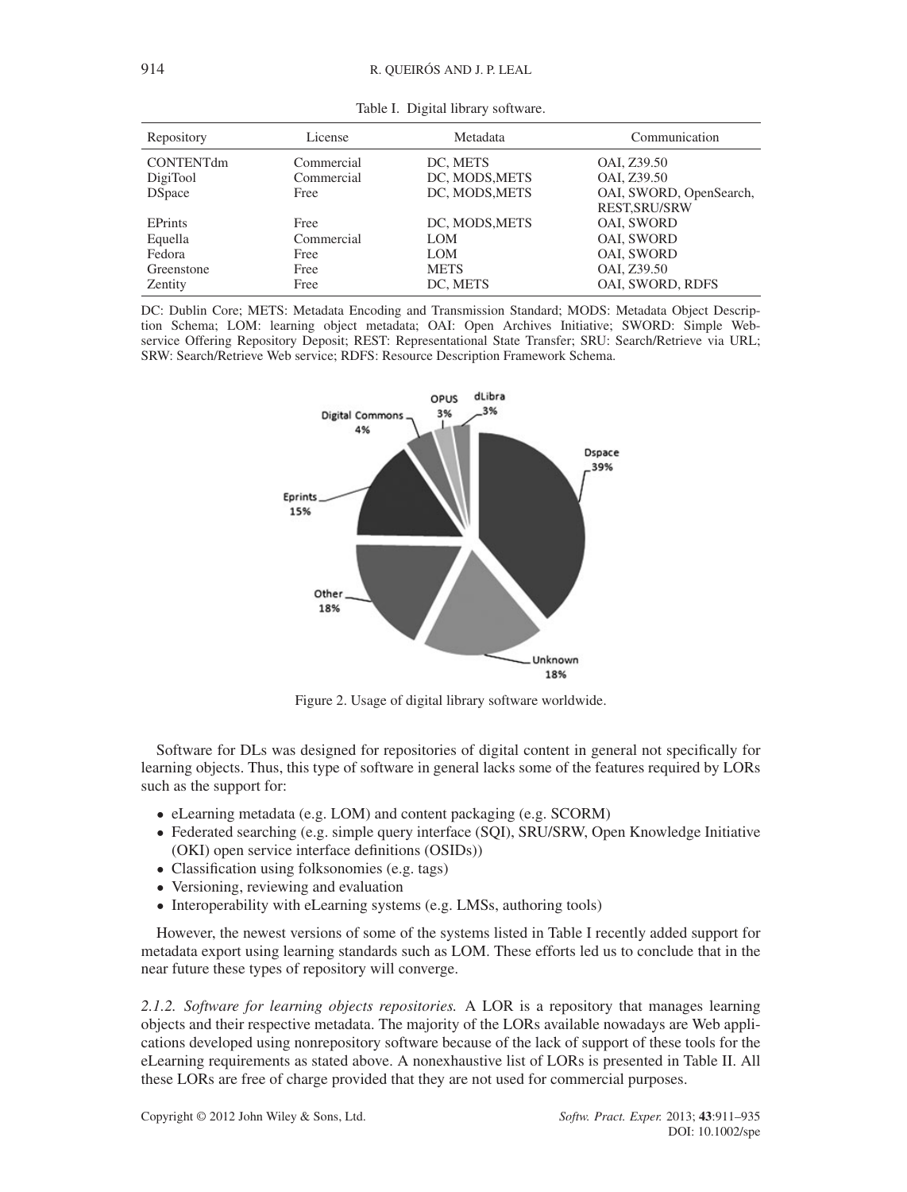Table I. Digital library software.

| Repository | License | Metadata | Communication |
| --- | --- | --- | --- |
| CONTENTdm | Commercial | DC, METS | OAI, Z39.50 |
| DigiTool | Commercial | DC, MODS,METS | OAI, Z39.50 |
| DSpace | Free | DC, MODS,METS | OAI, SWORD, OpenSearch, REST,SRU/SRW |
| EPrints | Free | DC, MODS,METS | OAI, SWORD |
| Equella | Commercial | LOM | OAI, SWORD |
| Fedora | Free | LOM | OAI, SWORD |
| Greenstone | Free | METS | OAI, Z39.50 |
| Zentity | Free | DC, METS | OAI, SWORD, RDFS |

DC: Dublin Core; METS: Metadata Encoding and Transmission Standard; MODS: Metadata Object Description Schema; LOM: learning object metadata; OAI: Open Archives Initiative; SWORD: Simple Web-service Offering Repository Deposit; REST: Representational State Transfer; SRU: Search/Retrieve via URL; SRW: Search/Retrieve Web service; RDFS: Resource Description Framework Schema.

Figure 2. Usage of digital library software worldwide.

Software for DLs was designed for repositories of digital content in general not specifically for learning objects. Thus, this type of software in general lacks some of the features required by LORs such as the support for:

- eLearning metadata (e.g. LOM) and content packaging (e.g. SCORM)
- Federated searching (e.g. simple query interface (SQI), SRU/SRW, Open Knowledge Initiative (OKI) open service interface definitions (OSIDs))
- Classification using folksonomies (e.g. tags)
- Versioning, reviewing and evaluation
- Interoperability with eLearning systems (e.g. LMSs, authoring tools)

However, the newest versions of some of the systems listed in Table I recently added support for metadata export using learning standards such as LOM. These efforts led us to conclude that in the near future these types of repository will converge.

*2.1.2. Software for learning objects repositories.* A LOR is a repository that manages learning objects and their respective metadata. The majority of the LORs available nowadays are Web applications developed using nonrepository software because of the lack of support of these tools for the eLearning requirements as stated above. A nonexhaustive list of LORs is presented in Table II. All these LORs are free of charge provided that they are not used for commercial purposes.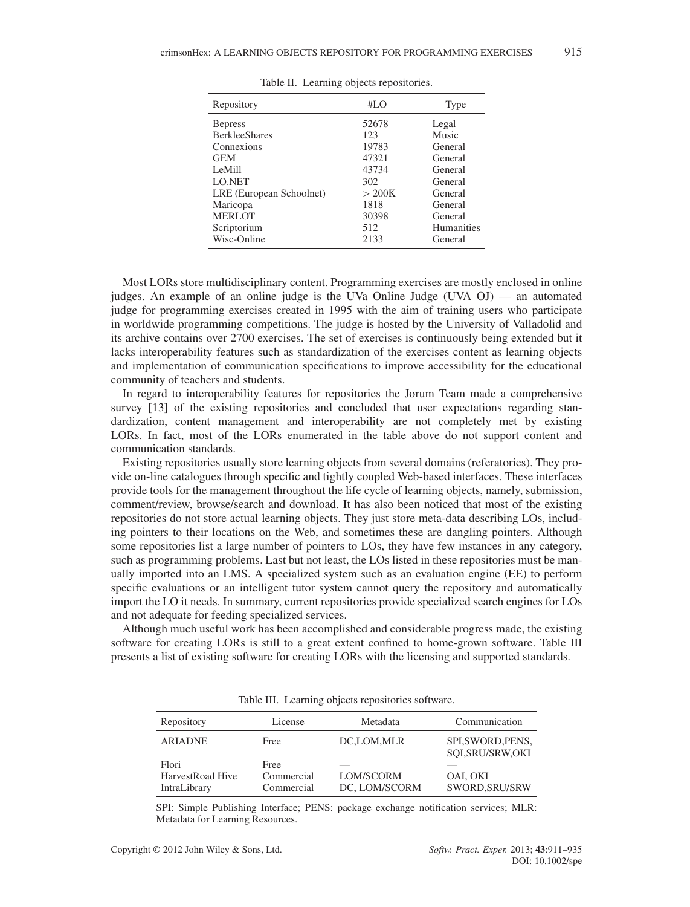Table II. Learning objects repositories.

| Repository | #LO | Type |
|---|---|---|
| Bepress | 52678 | Legal |
| BerkleeShares | 123 | Music |
| Connexions | 19783 | General |
| GEM | 47321 | General |
| LeMill | 43734 | General |
| LO.NET | 302 | General |
| LRE (European Schoolnet) | > 200K | General |
| Maricopa | 1818 | General |
| MERLOT | 30398 | General |
| Scriptorium | 512 | Humanities |
| Wisc-Online | 2133 | General |

Most LORs store multidisciplinary content. Programming exercises are mostly enclosed in online judges. An example of an online judge is the UVa Online Judge (UVA OJ) — an automated judge for programming exercises created in 1995 with the aim of training users who participate in worldwide programming competitions. The judge is hosted by the University of Valladolid and its archive contains over 2700 exercises. The set of exercises is continuously being extended but it lacks interoperability features such as standardization of the exercises content as learning objects and implementation of communication specifications to improve accessibility for the educational community of teachers and students.

In regard to interoperability features for repositories the Jorum Team made a comprehensive survey [13] of the existing repositories and concluded that user expectations regarding standardization, content management and interoperability are not completely met by existing LORs. In fact, most of the LORs enumerated in the table above do not support content and communication standards.

Existing repositories usually store learning objects from several domains (referatories). They provide on-line catalogues through specific and tightly coupled Web-based interfaces. These interfaces provide tools for the management throughout the life cycle of learning objects, namely, submission, comment/review, browse/search and download. It has also been noticed that most of the existing repositories do not store actual learning objects. They just store meta-data describing LOs, including pointers to their locations on the Web, and sometimes these are dangling pointers. Although some repositories list a large number of pointers to LOs, they have few instances in any category, such as programming problems. Last but not least, the LOs listed in these repositories must be manually imported into an LMS. A specialized system such as an evaluation engine (EE) to perform specific evaluations or an intelligent tutor system cannot query the repository and automatically import the LO it needs. In summary, current repositories provide specialized search engines for LOs and not adequate for feeding specialized services.

Although much useful work has been accomplished and considerable progress made, the existing software for creating LORs is still to a great extent confined to home-grown software. Table III presents a list of existing software for creating LORs with the licensing and supported standards.

Table III. Learning objects repositories software.

| Repository | License | Metadata | Communication |
|---|---|---|---|
| ARIADNE | Free | DC,LOM,MLR | SPI,SWORD,PENS, SQI,SRU/SRW,OKI |
| Flori | Free | — | — |
| HarvestRoad Hive | Commercial | LOM/SCORM | OAI, OKI |
| IntraLibrary | Commercial | DC, LOM/SCORM | SWORD,SRU/SRW |

SPI: Simple Publishing Interface; PENS: package exchange notification services; MLR: Metadata for Learning Resources.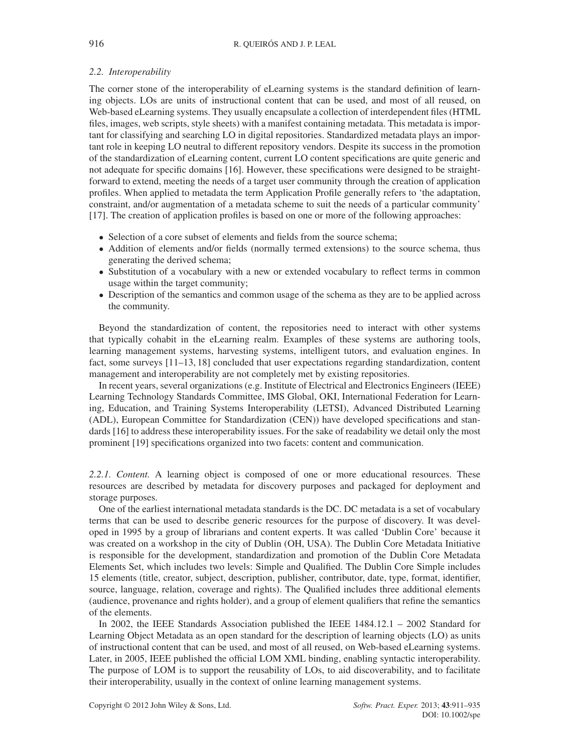### 2.2. Interoperability

The corner stone of the interoperability of eLearning systems is the standard definition of learning objects. LOs are units of instructional content that can be used, and most of all reused, on Web-based eLearning systems. They usually encapsulate a collection of interdependent files (HTML files, images, web scripts, style sheets) with a manifest containing metadata. This metadata is important for classifying and searching LO in digital repositories. Standardized metadata plays an important role in keeping LO neutral to different repository vendors. Despite its success in the promotion of the standardization of eLearning content, current LO content specifications are quite generic and not adequate for specific domains [16]. However, these specifications were designed to be straightforward to extend, meeting the needs of a target user community through the creation of application profiles. When applied to metadata the term Application Profile generally refers to 'the adaptation, constraint, and/or augmentation of a metadata scheme to suit the needs of a particular community' [17]. The creation of application profiles is based on one or more of the following approaches:

- Selection of a core subset of elements and fields from the source schema;
- Addition of elements and/or fields (normally termed extensions) to the source schema, thus generating the derived schema;
- Substitution of a vocabulary with a new or extended vocabulary to reflect terms in common usage within the target community;
- Description of the semantics and common usage of the schema as they are to be applied across the community.

Beyond the standardization of content, the repositories need to interact with other systems that typically cohabit in the eLearning realm. Examples of these systems are authoring tools, learning management systems, harvesting systems, intelligent tutors, and evaluation engines. In fact, some surveys [11–13, 18] concluded that user expectations regarding standardization, content management and interoperability are not completely met by existing repositories.

In recent years, several organizations (e.g. Institute of Electrical and Electronics Engineers (IEEE) Learning Technology Standards Committee, IMS Global, OKI, International Federation for Learning, Education, and Training Systems Interoperability (LETSI), Advanced Distributed Learning (ADL), European Committee for Standardization (CEN)) have developed specifications and standards [16] to address these interoperability issues. For the sake of readability we detail only the most prominent [19] specifications organized into two facets: content and communication.

#### 2.2.1. Content.

A learning object is composed of one or more educational resources. These resources are described by metadata for discovery purposes and packaged for deployment and storage purposes.

One of the earliest international metadata standards is the DC. DC metadata is a set of vocabulary terms that can be used to describe generic resources for the purpose of discovery. It was developed in 1995 by a group of librarians and content experts. It was called 'Dublin Core' because it was created on a workshop in the city of Dublin (OH, USA). The Dublin Core Metadata Initiative is responsible for the development, standardization and promotion of the Dublin Core Metadata Elements Set, which includes two levels: Simple and Qualified. The Dublin Core Simple includes 15 elements (title, creator, subject, description, publisher, contributor, date, type, format, identifier, source, language, relation, coverage and rights). The Qualified includes three additional elements (audience, provenance and rights holder), and a group of element qualifiers that refine the semantics of the elements.

In 2002, the IEEE Standards Association published the IEEE 1484.12.1 – 2002 Standard for Learning Object Metadata as an open standard for the description of learning objects (LO) as units of instructional content that can be used, and most of all reused, on Web-based eLearning systems. Later, in 2005, IEEE published the official LOM XML binding, enabling syntactic interoperability. The purpose of LOM is to support the reusability of LOs, to aid discoverability, and to facilitate their interoperability, usually in the context of online learning management systems.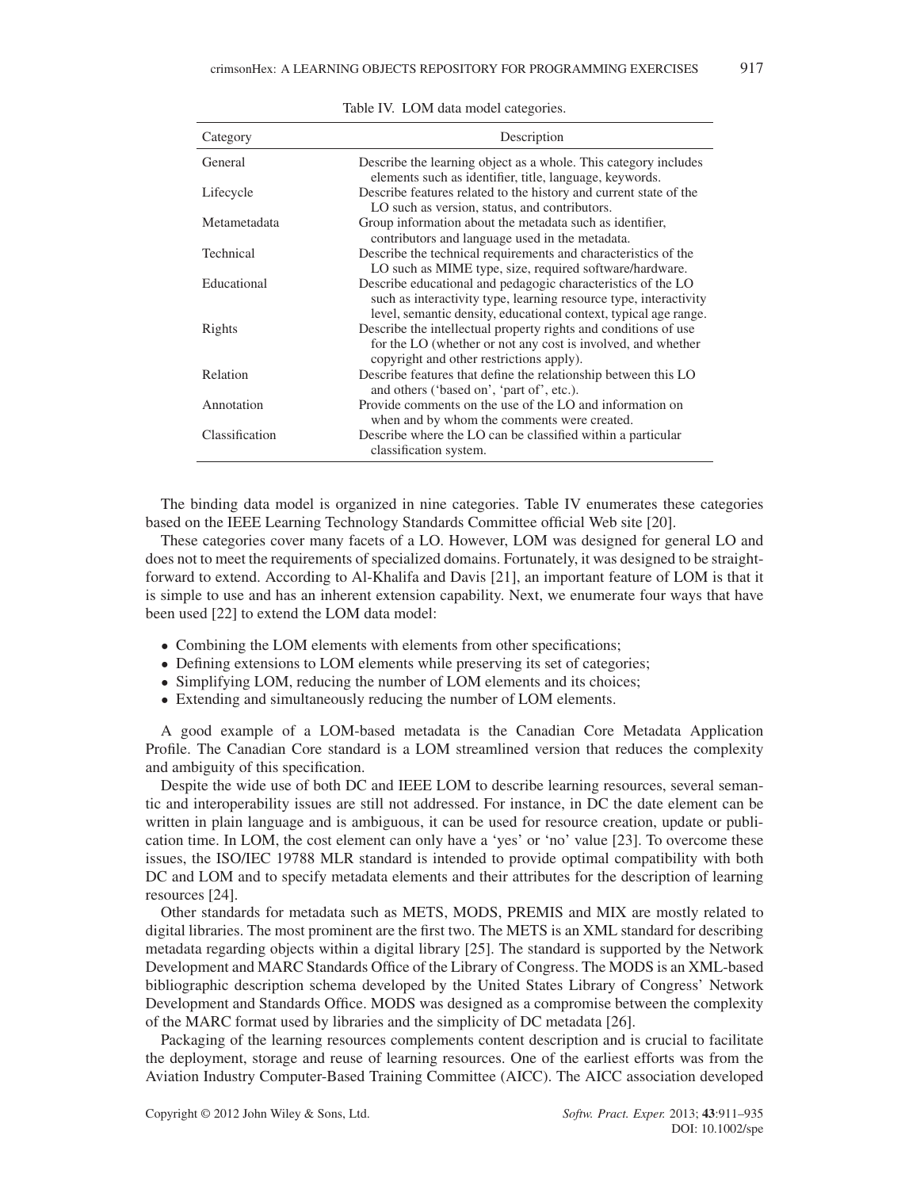Table IV. LOM data model categories.

| Category | Description |
|---|---|
| General | Describe the learning object as a whole. This category includes elements such as identifier, title, language, keywords. |
| Lifecycle | Describe features related to the history and current state of the LO such as version, status, and contributors. |
| Metametadata | Group information about the metadata such as identifier, contributors and language used in the metadata. |
| Technical | Describe the technical requirements and characteristics of the LO such as MIME type, size, required software/hardware. |
| Educational | Describe educational and pedagogic characteristics of the LO such as interactivity type, learning resource type, interactivity level, semantic density, educational context, typical age range. |
| Rights | Describe the intellectual property rights and conditions of use for the LO (whether or not any cost is involved, and whether copyright and other restrictions apply). |
| Relation | Describe features that define the relationship between this LO and others ('based on', 'part of', etc.). |
| Annotation | Provide comments on the use of the LO and information on when and by whom the comments were created. |
| Classification | Describe where the LO can be classified within a particular classification system. |

The binding data model is organized in nine categories. Table IV enumerates these categories based on the IEEE Learning Technology Standards Committee official Web site [20].

These categories cover many facets of a LO. However, LOM was designed for general LO and does not to meet the requirements of specialized domains. Fortunately, it was designed to be straightforward to extend. According to Al-Khalifa and Davis [21], an important feature of LOM is that it is simple to use and has an inherent extension capability. Next, we enumerate four ways that have been used [22] to extend the LOM data model:

- Combining the LOM elements with elements from other specifications;
- Defining extensions to LOM elements while preserving its set of categories;
- Simplifying LOM, reducing the number of LOM elements and its choices;
- Extending and simultaneously reducing the number of LOM elements.

A good example of a LOM-based metadata is the Canadian Core Metadata Application Profile. The Canadian Core standard is a LOM streamlined version that reduces the complexity and ambiguity of this specification.

Despite the wide use of both DC and IEEE LOM to describe learning resources, several semantic and interoperability issues are still not addressed. For instance, in DC the date element can be written in plain language and is ambiguous, it can be used for resource creation, update or publication time. In LOM, the cost element can only have a 'yes' or 'no' value [23]. To overcome these issues, the ISO/IEC 19788 MLR standard is intended to provide optimal compatibility with both DC and LOM and to specify metadata elements and their attributes for the description of learning resources [24].

Other standards for metadata such as METS, MODS, PREMIS and MIX are mostly related to digital libraries. The most prominent are the first two. The METS is an XML standard for describing metadata regarding objects within a digital library [25]. The standard is supported by the Network Development and MARC Standards Office of the Library of Congress. The MODS is an XML-based bibliographic description schema developed by the United States Library of Congress' Network Development and Standards Office. MODS was designed as a compromise between the complexity of the MARC format used by libraries and the simplicity of DC metadata [26].

Packaging of the learning resources complements content description and is crucial to facilitate the deployment, storage and reuse of learning resources. One of the earliest efforts was from the Aviation Industry Computer-Based Training Committee (AICC). The AICC association developed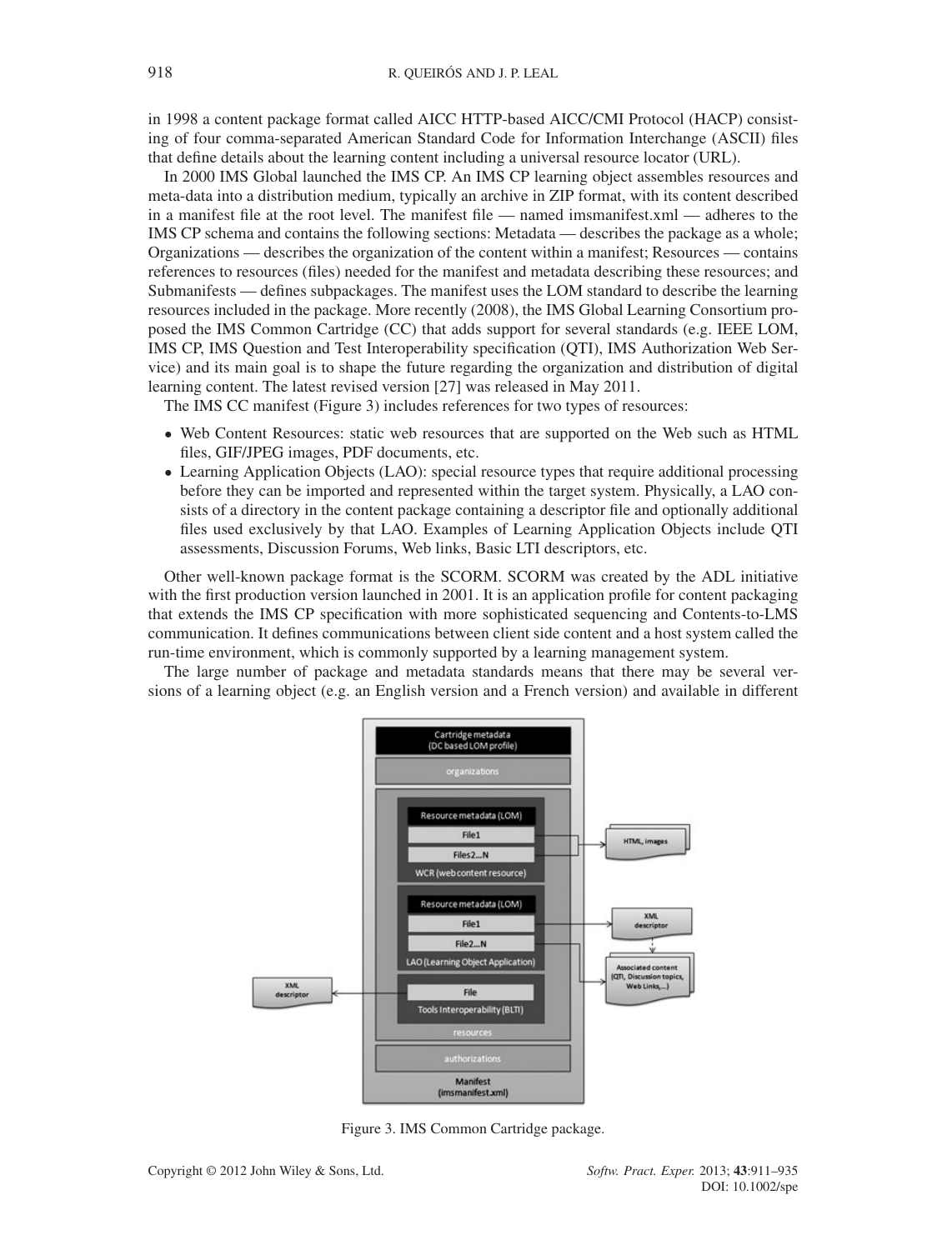in 1998 a content package format called AICC HTTP-based AICC/CMI Protocol (HACP) consisting of four comma-separated American Standard Code for Information Interchange (ASCII) files that define details about the learning content including a universal resource locator (URL).

In 2000 IMS Global launched the IMS CP. An IMS CP learning object assembles resources and meta-data into a distribution medium, typically an archive in ZIP format, with its content described in a manifest file at the root level. The manifest file — named imsmanifest.xml — adheres to the IMS CP schema and contains the following sections: Metadata — describes the package as a whole; Organizations — describes the organization of the content within a manifest; Resources — contains references to resources (files) needed for the manifest and metadata describing these resources; and Submanifests — defines subpackages. The manifest uses the LOM standard to describe the learning resources included in the package. More recently (2008), the IMS Global Learning Consortium proposed the IMS Common Cartridge (CC) that adds support for several standards (e.g. IEEE LOM, IMS CP, IMS Question and Test Interoperability specification (QTI), IMS Authorization Web Service) and its main goal is to shape the future regarding the organization and distribution of digital learning content. The latest revised version [27] was released in May 2011.

The IMS CC manifest (Figure 3) includes references for two types of resources:

- Web Content Resources: static web resources that are supported on the Web such as HTML files, GIF/JPEG images, PDF documents, etc.
- Learning Application Objects (LAO): special resource types that require additional processing before they can be imported and represented within the target system. Physically, a LAO consists of a directory in the content package containing a descriptor file and optionally additional files used exclusively by that LAO. Examples of Learning Application Objects include QTI assessments, Discussion Forums, Web links, Basic LTI descriptors, etc.

Other well-known package format is the SCORM. SCORM was created by the ADL initiative with the first production version launched in 2001. It is an application profile for content packaging that extends the IMS CP specification with more sophisticated sequencing and Contents-to-LMS communication. It defines communications between client side content and a host system called the run-time environment, which is commonly supported by a learning management system.

The large number of package and metadata standards means that there may be several versions of a learning object (e.g. an English version and a French version) and available in different

Cartridge metadata
(DC based LOM profile)
organizations
Resource metadata (LOM)
File1
Files2...N
WCR (web content resource)
HTML, images
Resource metadata (LOM)
File1
File2...N
LAO (Learning Object Application)
XML descriptor
Associated content (QTI, Discussion topics, Web Links,...)
XML descriptor
File
Tools Interoperability (BLTI)
resources
authorizations
Manifest
(imsmanifest.xml)

Figure 3. IMS Common Cartridge package.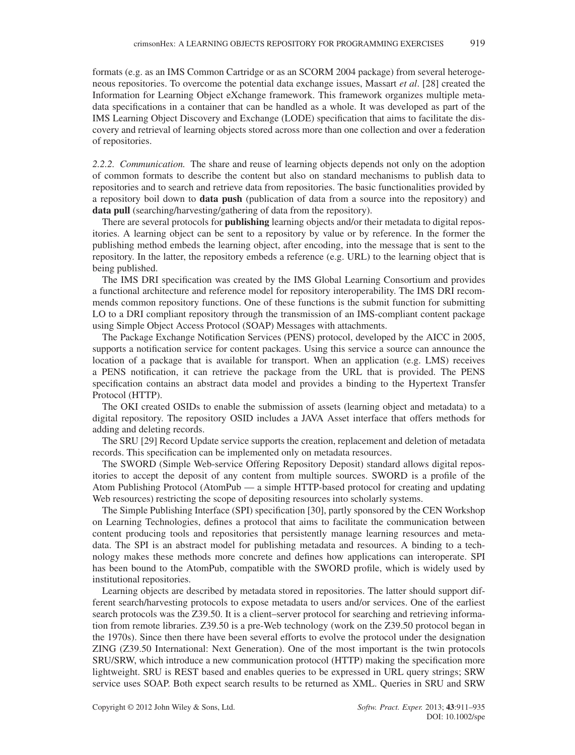formats (e.g. as an IMS Common Cartridge or as an SCORM 2004 package) from several heterogeneous repositories. To overcome the potential data exchange issues, Massart *et al*. [28] created the Information for Learning Object eXchange framework. This framework organizes multiple metadata specifications in a container that can be handled as a whole. It was developed as part of the IMS Learning Object Discovery and Exchange (LODE) specification that aims to facilitate the discovery and retrieval of learning objects stored across more than one collection and over a federation of repositories.

*2.2.2. Communication.* The share and reuse of learning objects depends not only on the adoption of common formats to describe the content but also on standard mechanisms to publish data to repositories and to search and retrieve data from repositories. The basic functionalities provided by a repository boil down to **data push** (publication of data from a source into the repository) and **data pull** (searching/harvesting/gathering of data from the repository).

There are several protocols for **publishing** learning objects and/or their metadata to digital repositories. A learning object can be sent to a repository by value or by reference. In the former the publishing method embeds the learning object, after encoding, into the message that is sent to the repository. In the latter, the repository embeds a reference (e.g. URL) to the learning object that is being published.

The IMS DRI specification was created by the IMS Global Learning Consortium and provides a functional architecture and reference model for repository interoperability. The IMS DRI recommends common repository functions. One of these functions is the submit function for submitting LO to a DRI compliant repository through the transmission of an IMS-compliant content package using Simple Object Access Protocol (SOAP) Messages with attachments.

The Package Exchange Notification Services (PENS) protocol, developed by the AICC in 2005, supports a notification service for content packages. Using this service a source can announce the location of a package that is available for transport. When an application (e.g. LMS) receives a PENS notification, it can retrieve the package from the URL that is provided. The PENS specification contains an abstract data model and provides a binding to the Hypertext Transfer Protocol (HTTP).

The OKI created OSIDs to enable the submission of assets (learning object and metadata) to a digital repository. The repository OSID includes a JAVA Asset interface that offers methods for adding and deleting records.

The SRU [29] Record Update service supports the creation, replacement and deletion of metadata records. This specification can be implemented only on metadata resources.

The SWORD (Simple Web-service Offering Repository Deposit) standard allows digital repositories to accept the deposit of any content from multiple sources. SWORD is a profile of the Atom Publishing Protocol (AtomPub — a simple HTTP-based protocol for creating and updating Web resources) restricting the scope of depositing resources into scholarly systems.

The Simple Publishing Interface (SPI) specification [30], partly sponsored by the CEN Workshop on Learning Technologies, defines a protocol that aims to facilitate the communication between content producing tools and repositories that persistently manage learning resources and metadata. The SPI is an abstract model for publishing metadata and resources. A binding to a technology makes these methods more concrete and defines how applications can interoperate. SPI has been bound to the AtomPub, compatible with the SWORD profile, which is widely used by institutional repositories.

Learning objects are described by metadata stored in repositories. The latter should support different search/harvesting protocols to expose metadata to users and/or services. One of the earliest search protocols was the Z39.50. It is a client–server protocol for searching and retrieving information from remote libraries. Z39.50 is a pre-Web technology (work on the Z39.50 protocol began in the 1970s). Since then there have been several efforts to evolve the protocol under the designation ZING (Z39.50 International: Next Generation). One of the most important is the twin protocols SRU/SRW, which introduce a new communication protocol (HTTP) making the specification more lightweight. SRU is REST based and enables queries to be expressed in URL query strings; SRW service uses SOAP. Both expect search results to be returned as XML. Queries in SRU and SRW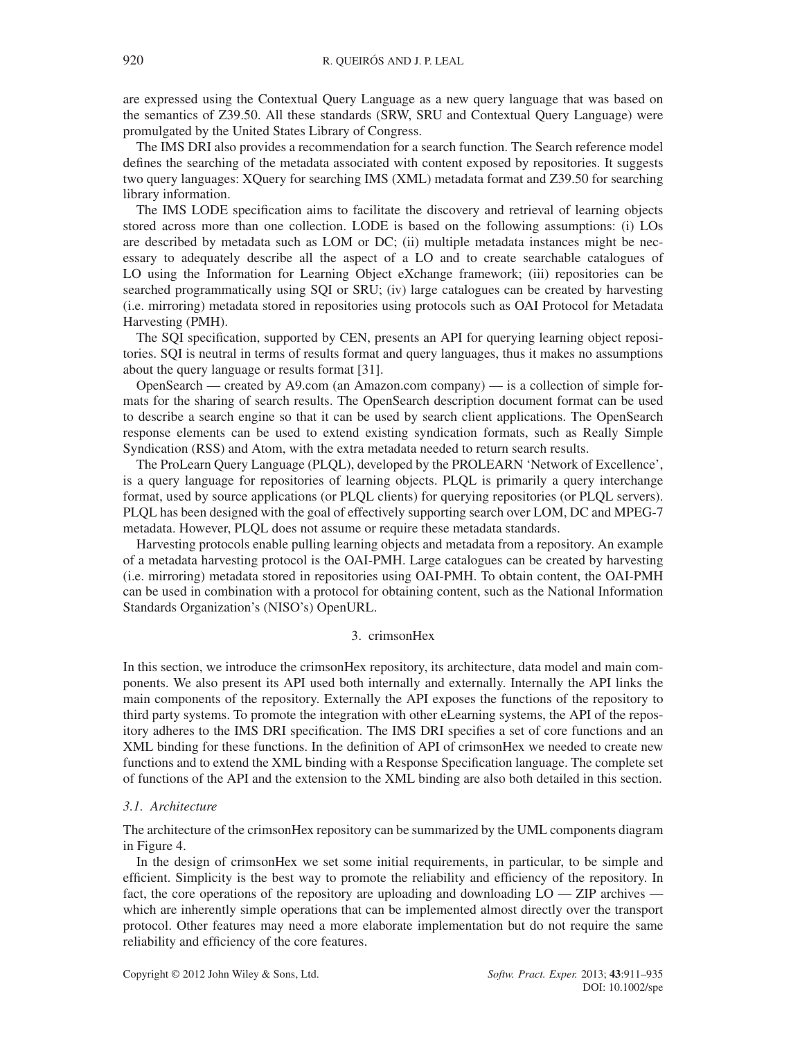are expressed using the Contextual Query Language as a new query language that was based on the semantics of Z39.50. All these standards (SRW, SRU and Contextual Query Language) were promulgated by the United States Library of Congress.

The IMS DRI also provides a recommendation for a search function. The Search reference model defines the searching of the metadata associated with content exposed by repositories. It suggests two query languages: XQuery for searching IMS (XML) metadata format and Z39.50 for searching library information.

The IMS LODE specification aims to facilitate the discovery and retrieval of learning objects stored across more than one collection. LODE is based on the following assumptions: (i) LOs are described by metadata such as LOM or DC; (ii) multiple metadata instances might be necessary to adequately describe all the aspect of a LO and to create searchable catalogues of LO using the Information for Learning Object eXchange framework; (iii) repositories can be searched programmatically using SQI or SRU; (iv) large catalogues can be created by harvesting (i.e. mirroring) metadata stored in repositories using protocols such as OAI Protocol for Metadata Harvesting (PMH).

The SQI specification, supported by CEN, presents an API for querying learning object repositories. SQI is neutral in terms of results format and query languages, thus it makes no assumptions about the query language or results format [31].

OpenSearch — created by A9.com (an Amazon.com company) — is a collection of simple formats for the sharing of search results. The OpenSearch description document format can be used to describe a search engine so that it can be used by search client applications. The OpenSearch response elements can be used to extend existing syndication formats, such as Really Simple Syndication (RSS) and Atom, with the extra metadata needed to return search results.

The ProLearn Query Language (PLQL), developed by the PROLEARN 'Network of Excellence', is a query language for repositories of learning objects. PLQL is primarily a query interchange format, used by source applications (or PLQL clients) for querying repositories (or PLQL servers). PLQL has been designed with the goal of effectively supporting search over LOM, DC and MPEG-7 metadata. However, PLQL does not assume or require these metadata standards.

Harvesting protocols enable pulling learning objects and metadata from a repository. An example of a metadata harvesting protocol is the OAI-PMH. Large catalogues can be created by harvesting (i.e. mirroring) metadata stored in repositories using OAI-PMH. To obtain content, the OAI-PMH can be used in combination with a protocol for obtaining content, such as the National Information Standards Organization's (NISO's) OpenURL.

## 3. crimsonHex

In this section, we introduce the crimsonHex repository, its architecture, data model and main components. We also present its API used both internally and externally. Internally the API links the main components of the repository. Externally the API exposes the functions of the repository to third party systems. To promote the integration with other eLearning systems, the API of the repository adheres to the IMS DRI specification. The IMS DRI specifies a set of core functions and an XML binding for these functions. In the definition of API of crimsonHex we needed to create new functions and to extend the XML binding with a Response Specification language. The complete set of functions of the API and the extension to the XML binding are also both detailed in this section.

### 3.1. Architecture

The architecture of the crimsonHex repository can be summarized by the UML components diagram in Figure 4.

In the design of crimsonHex we set some initial requirements, in particular, to be simple and efficient. Simplicity is the best way to promote the reliability and efficiency of the repository. In fact, the core operations of the repository are uploading and downloading LO — ZIP archives — which are inherently simple operations that can be implemented almost directly over the transport protocol. Other features may need a more elaborate implementation but do not require the same reliability and efficiency of the core features.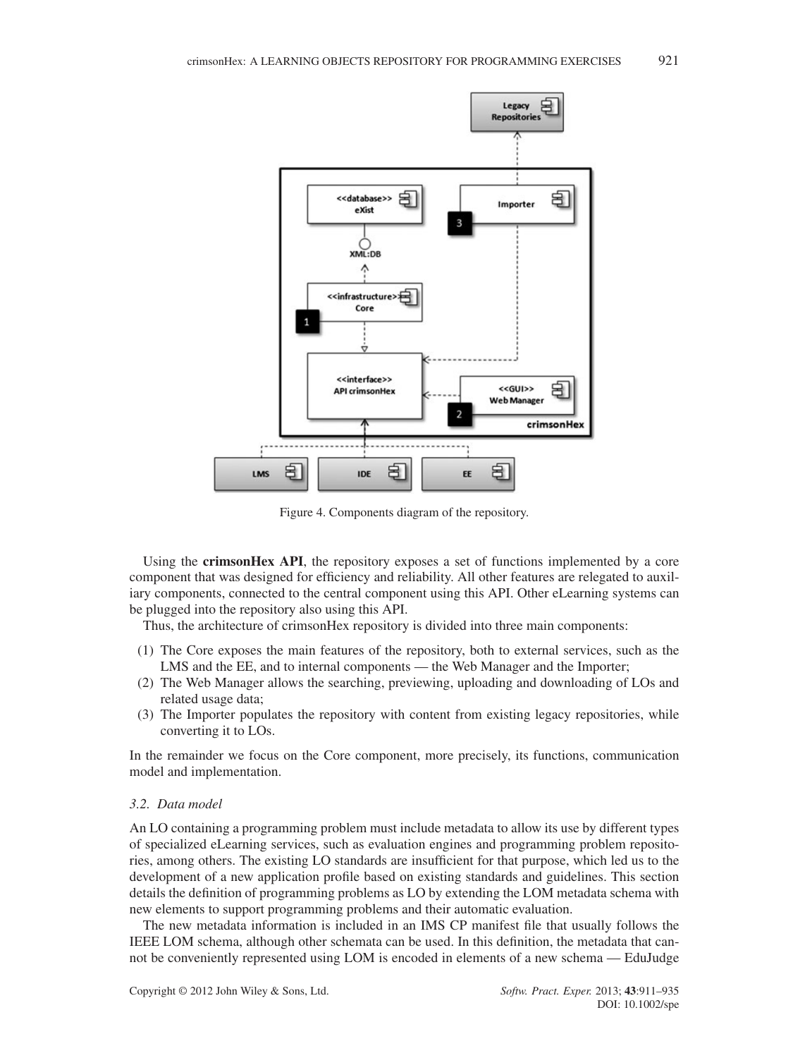Figure 4. Components diagram of the repository.

Using the **crimsonHex API**, the repository exposes a set of functions implemented by a core component that was designed for efficiency and reliability. All other features are relegated to auxiliary components, connected to the central component using this API. Other eLearning systems can be plugged into the repository also using this API.

Thus, the architecture of crimsonHex repository is divided into three main components:

(1) The Core exposes the main features of the repository, both to external services, such as the LMS and the EE, and to internal components — the Web Manager and the Importer;
(2) The Web Manager allows the searching, previewing, uploading and downloading of LOs and related usage data;
(3) The Importer populates the repository with content from existing legacy repositories, while converting it to LOs.

In the remainder we focus on the Core component, more precisely, its functions, communication model and implementation.

### *3.2. Data model*

An LO containing a programming problem must include metadata to allow its use by different types of specialized eLearning services, such as evaluation engines and programming problem repositories, among others. The existing LO standards are insufficient for that purpose, which led us to the development of a new application profile based on existing standards and guidelines. This section details the definition of programming problems as LO by extending the LOM metadata schema with new elements to support programming problems and their automatic evaluation.

The new metadata information is included in an IMS CP manifest file that usually follows the IEEE LOM schema, although other schemata can be used. In this definition, the metadata that cannot be conveniently represented using LOM is encoded in elements of a new schema — EduJudge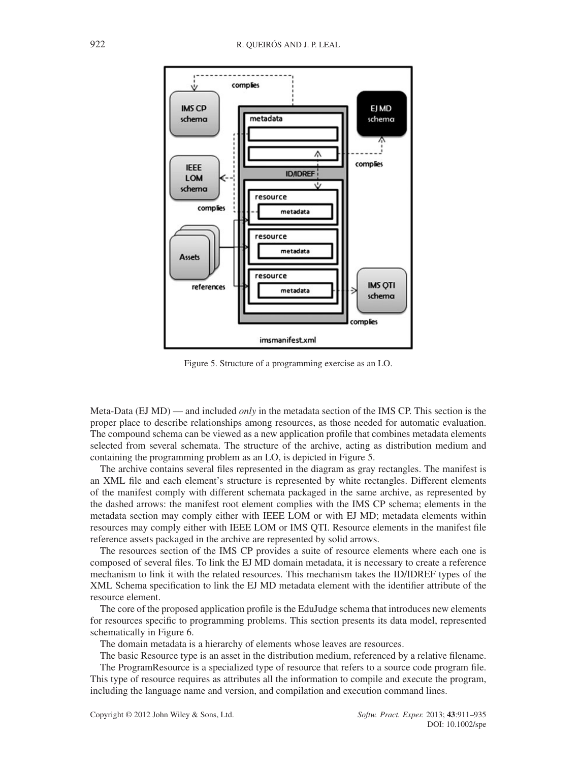Figure 5. Structure of a programming exercise as an LO.

Meta-Data (EJ MD) — and included *only* in the metadata section of the IMS CP. This section is the proper place to describe relationships among resources, as those needed for automatic evaluation. The compound schema can be viewed as a new application profile that combines metadata elements selected from several schemata. The structure of the archive, acting as distribution medium and containing the programming problem as an LO, is depicted in Figure 5.

The archive contains several files represented in the diagram as gray rectangles. The manifest is an XML file and each element's structure is represented by white rectangles. Different elements of the manifest comply with different schemata packaged in the same archive, as represented by the dashed arrows: the manifest root element complies with the IMS CP schema; elements in the metadata section may comply either with IEEE LOM or with EJ MD; metadata elements within resources may comply either with IEEE LOM or IMS QTI. Resource elements in the manifest file reference assets packaged in the archive are represented by solid arrows.

The resources section of the IMS CP provides a suite of resource elements where each one is composed of several files. To link the EJ MD domain metadata, it is necessary to create a reference mechanism to link it with the related resources. This mechanism takes the ID/IDREF types of the XML Schema specification to link the EJ MD metadata element with the identifier attribute of the resource element.

The core of the proposed application profile is the EduJudge schema that introduces new elements for resources specific to programming problems. This section presents its data model, represented schematically in Figure 6.

The domain metadata is a hierarchy of elements whose leaves are resources.

The basic Resource type is an asset in the distribution medium, referenced by a relative filename.

The ProgramResource is a specialized type of resource that refers to a source code program file. This type of resource requires as attributes all the information to compile and execute the program, including the language name and version, and compilation and execution command lines.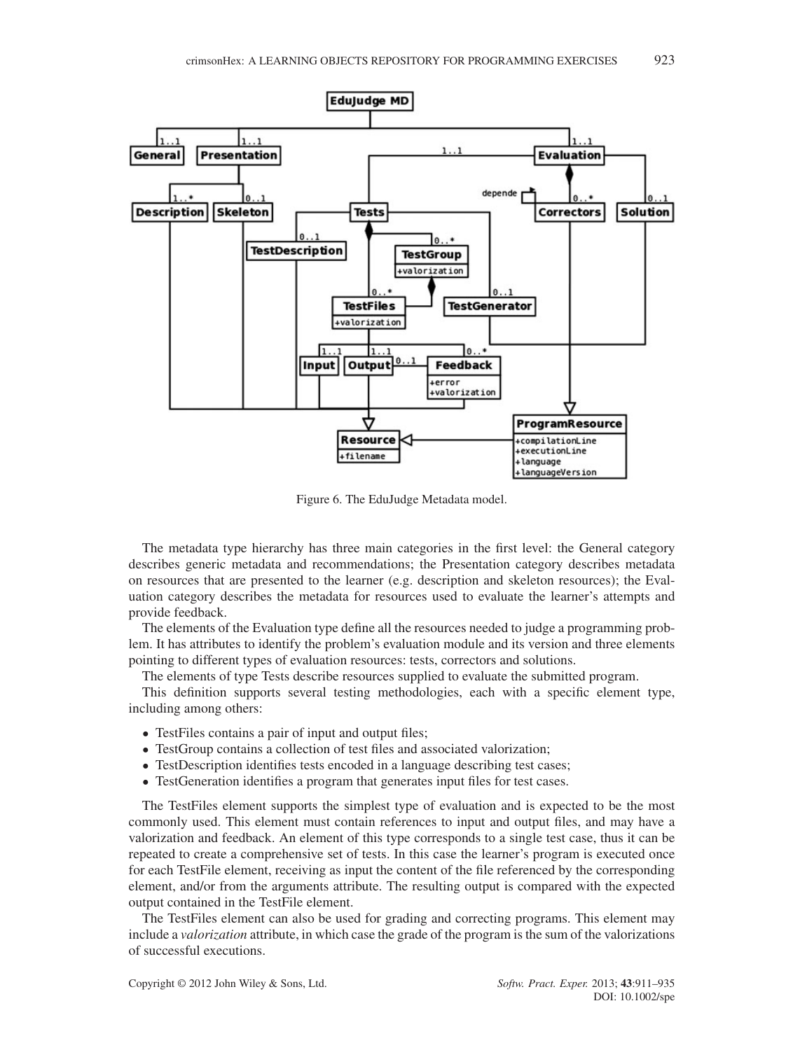EduJudge MD

1..1 General

1..1 Presentation

1..1 Evaluation

1..1

1..* Description

0..1 Skeleton

Tests

depende

0..* Correctors

0..1 Solution

0..1 TestDescription

0..* TestGroup
+valorization

0..* TestFiles
+valorization

0..1 TestGenerator

1..1 Input

1..1 Output

0..1

0..* Feedback
+error
+valorization

Resource
+filename

ProgramResource
+compilationLine
+executionLine
+language
+languageVersion

Figure 6. The EduJudge Metadata model.

The metadata type hierarchy has three main categories in the first level: the General category describes generic metadata and recommendations; the Presentation category describes metadata on resources that are presented to the learner (e.g. description and skeleton resources); the Evaluation category describes the metadata for resources used to evaluate the learner's attempts and provide feedback.

The elements of the Evaluation type define all the resources needed to judge a programming problem. It has attributes to identify the problem's evaluation module and its version and three elements pointing to different types of evaluation resources: tests, correctors and solutions.

The elements of type Tests describe resources supplied to evaluate the submitted program.

This definition supports several testing methodologies, each with a specific element type, including among others:

- TestFiles contains a pair of input and output files;
- TestGroup contains a collection of test files and associated valorization;
- TestDescription identifies tests encoded in a language describing test cases;
- TestGeneration identifies a program that generates input files for test cases.

The TestFiles element supports the simplest type of evaluation and is expected to be the most commonly used. This element must contain references to input and output files, and may have a valorization and feedback. An element of this type corresponds to a single test case, thus it can be repeated to create a comprehensive set of tests. In this case the learner's program is executed once for each TestFile element, receiving as input the content of the file referenced by the corresponding element, and/or from the arguments attribute. The resulting output is compared with the expected output contained in the TestFile element.

The TestFiles element can also be used for grading and correcting programs. This element may include a *valorization* attribute, in which case the grade of the program is the sum of the valorizations of successful executions.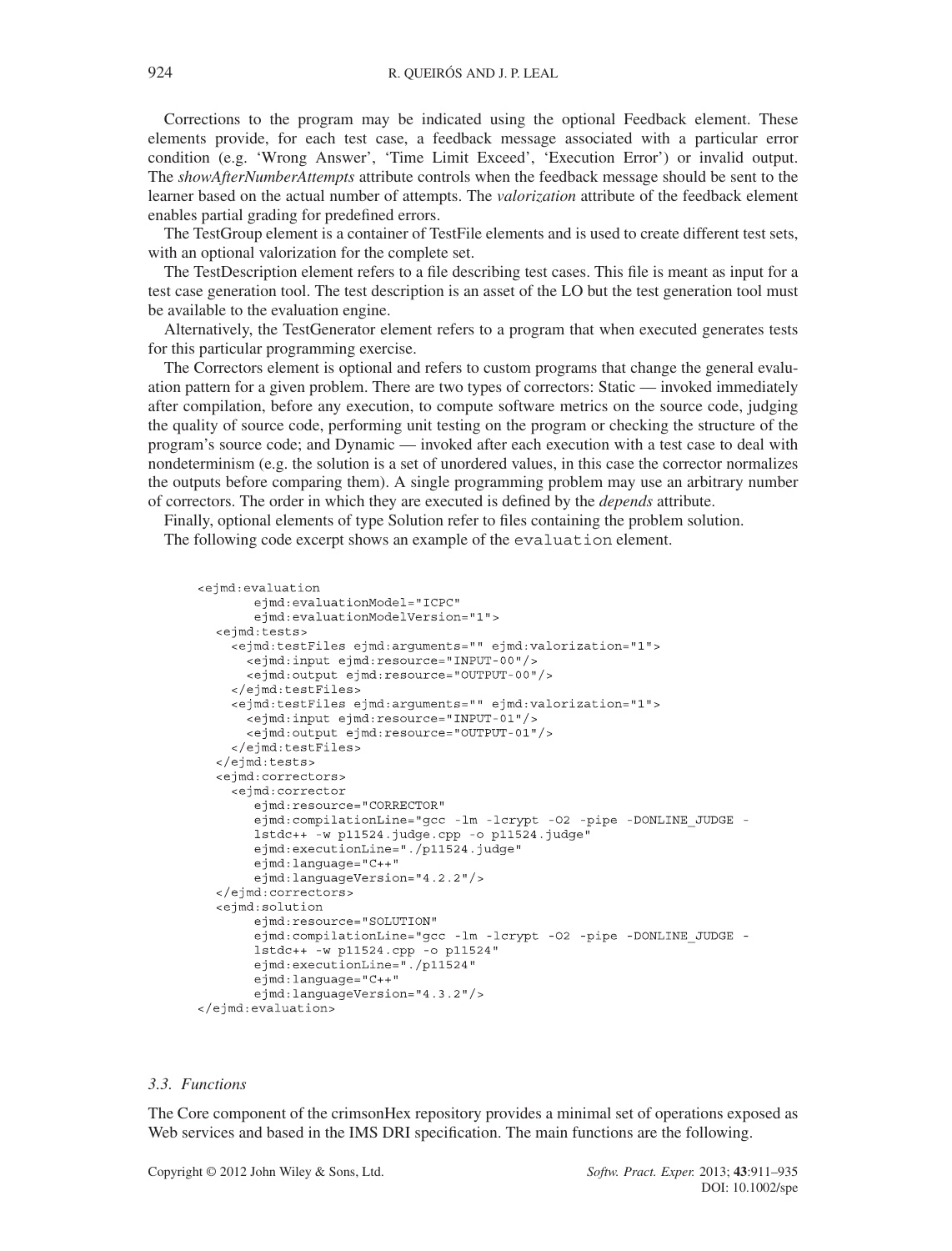Corrections to the program may be indicated using the optional Feedback element. These elements provide, for each test case, a feedback message associated with a particular error condition (e.g. 'Wrong Answer', 'Time Limit Exceed', 'Execution Error') or invalid output. The *showAfterNumberAttempts* attribute controls when the feedback message should be sent to the learner based on the actual number of attempts. The *valorization* attribute of the feedback element enables partial grading for predefined errors.

The TestGroup element is a container of TestFile elements and is used to create different test sets, with an optional valorization for the complete set.

The TestDescription element refers to a file describing test cases. This file is meant as input for a test case generation tool. The test description is an asset of the LO but the test generation tool must be available to the evaluation engine.

Alternatively, the TestGenerator element refers to a program that when executed generates tests for this particular programming exercise.

The Correctors element is optional and refers to custom programs that change the general evaluation pattern for a given problem. There are two types of correctors: Static — invoked immediately after compilation, before any execution, to compute software metrics on the source code, judging the quality of source code, performing unit testing on the program or checking the structure of the program's source code; and Dynamic — invoked after each execution with a test case to deal with nondeterminism (e.g. the solution is a set of unordered values, in this case the corrector normalizes the outputs before comparing them). A single programming problem may use an arbitrary number of correctors. The order in which they are executed is defined by the *depends* attribute.

Finally, optional elements of type Solution refer to files containing the problem solution.

The following code excerpt shows an example of the `evaluation` element.

```
<ejmd:evaluation
        ejmd:evaluationModel="ICPC"
        ejmd:evaluationModelVersion="1">
   <ejmd:tests>
     <ejmd:testFiles ejmd:arguments="" ejmd:valorization="1">
       <ejmd:input ejmd:resource="INPUT-00"/>
       <ejmd:output ejmd:resource="OUTPUT-00"/>
     </ejmd:testFiles>
     <ejmd:testFiles ejmd:arguments="" ejmd:valorization="1">
       <ejmd:input ejmd:resource="INPUT-01"/>
       <ejmd:output ejmd:resource="OUTPUT-01"/>
     </ejmd:testFiles>
   </ejmd:tests>
   <ejmd:correctors>
     <ejmd:corrector
        ejmd:resource="CORRECTOR"
        ejmd:compilationLine="gcc -lm -lcrypt -O2 -pipe -DONLINE_JUDGE -
        lstdc++ -w p11524.judge.cpp -o p11524.judge"
        ejmd:executionLine="./p11524.judge"
        ejmd:language="C++"
        ejmd:languageVersion="4.2.2"/>
   </ejmd:correctors>
   <ejmd:solution
        ejmd:resource="SOLUTION"
        ejmd:compilationLine="gcc -lm -lcrypt -O2 -pipe -DONLINE_JUDGE -
        lstdc++ -w p11524.cpp -o p11524"
        ejmd:executionLine="./p11524"
        ejmd:language="C++"
        ejmd:languageVersion="4.3.2"/>
</ejmd:evaluation>
```

### *3.3. Functions*

The Core component of the crimsonHex repository provides a minimal set of operations exposed as Web services and based in the IMS DRI specification. The main functions are the following.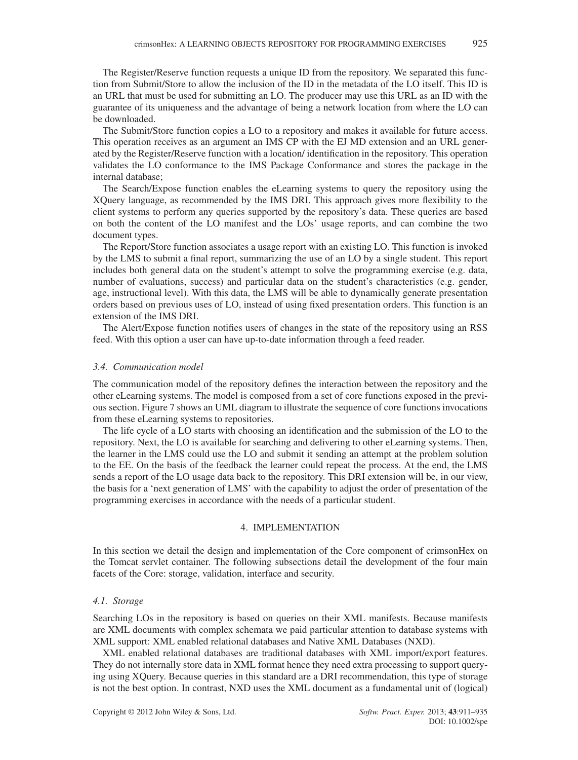The Register/Reserve function requests a unique ID from the repository. We separated this function from Submit/Store to allow the inclusion of the ID in the metadata of the LO itself. This ID is an URL that must be used for submitting an LO. The producer may use this URL as an ID with the guarantee of its uniqueness and the advantage of being a network location from where the LO can be downloaded.

The Submit/Store function copies a LO to a repository and makes it available for future access. This operation receives as an argument an IMS CP with the EJ MD extension and an URL generated by the Register/Reserve function with a location/ identification in the repository. This operation validates the LO conformance to the IMS Package Conformance and stores the package in the internal database;

The Search/Expose function enables the eLearning systems to query the repository using the XQuery language, as recommended by the IMS DRI. This approach gives more flexibility to the client systems to perform any queries supported by the repository's data. These queries are based on both the content of the LO manifest and the LOs' usage reports, and can combine the two document types.

The Report/Store function associates a usage report with an existing LO. This function is invoked by the LMS to submit a final report, summarizing the use of an LO by a single student. This report includes both general data on the student's attempt to solve the programming exercise (e.g. data, number of evaluations, success) and particular data on the student's characteristics (e.g. gender, age, instructional level). With this data, the LMS will be able to dynamically generate presentation orders based on previous uses of LO, instead of using fixed presentation orders. This function is an extension of the IMS DRI.

The Alert/Expose function notifies users of changes in the state of the repository using an RSS feed. With this option a user can have up-to-date information through a feed reader.

### 3.4. Communication model

The communication model of the repository defines the interaction between the repository and the other eLearning systems. The model is composed from a set of core functions exposed in the previous section. Figure 7 shows an UML diagram to illustrate the sequence of core functions invocations from these eLearning systems to repositories.

The life cycle of a LO starts with choosing an identification and the submission of the LO to the repository. Next, the LO is available for searching and delivering to other eLearning systems. Then, the learner in the LMS could use the LO and submit it sending an attempt at the problem solution to the EE. On the basis of the feedback the learner could repeat the process. At the end, the LMS sends a report of the LO usage data back to the repository. This DRI extension will be, in our view, the basis for a 'next generation of LMS' with the capability to adjust the order of presentation of the programming exercises in accordance with the needs of a particular student.

## 4. IMPLEMENTATION

In this section we detail the design and implementation of the Core component of crimsonHex on the Tomcat servlet container. The following subsections detail the development of the four main facets of the Core: storage, validation, interface and security.

### 4.1. Storage

Searching LOs in the repository is based on queries on their XML manifests. Because manifests are XML documents with complex schemata we paid particular attention to database systems with XML support: XML enabled relational databases and Native XML Databases (NXD).

XML enabled relational databases are traditional databases with XML import/export features. They do not internally store data in XML format hence they need extra processing to support querying using XQuery. Because queries in this standard are a DRI recommendation, this type of storage is not the best option. In contrast, NXD uses the XML document as a fundamental unit of (logical)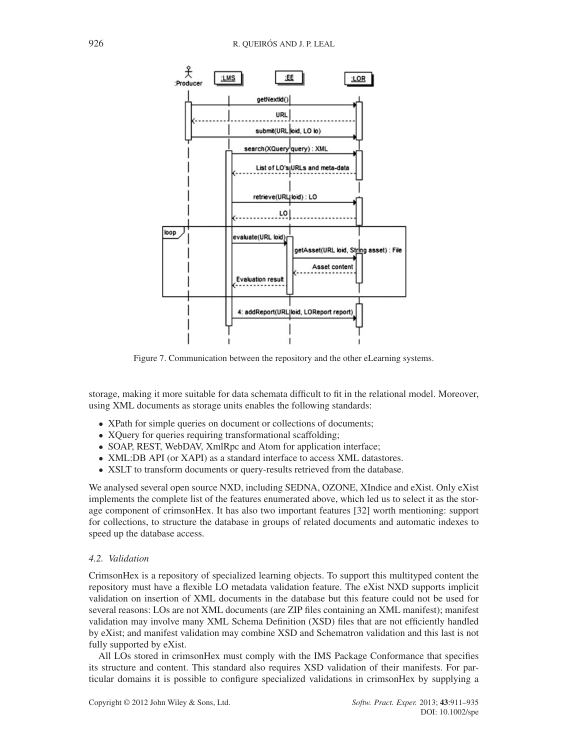Figure 7. Communication between the repository and the other eLearning systems.

storage, making it more suitable for data schemata difficult to fit in the relational model. Moreover, using XML documents as storage units enables the following standards:

- XPath for simple queries on document or collections of documents;
- XQuery for queries requiring transformational scaffolding;
- SOAP, REST, WebDAV, XmlRpc and Atom for application interface;
- XML:DB API (or XAPI) as a standard interface to access XML datastores.
- XSLT to transform documents or query-results retrieved from the database.

We analysed several open source NXD, including SEDNA, OZONE, XIndice and eXist. Only eXist implements the complete list of the features enumerated above, which led us to select it as the storage component of crimsonHex. It has also two important features [32] worth mentioning: support for collections, to structure the database in groups of related documents and automatic indexes to speed up the database access.

### *4.2. Validation*

CrimsonHex is a repository of specialized learning objects. To support this multityped content the repository must have a flexible LO metadata validation feature. The eXist NXD supports implicit validation on insertion of XML documents in the database but this feature could not be used for several reasons: LOs are not XML documents (are ZIP files containing an XML manifest); manifest validation may involve many XML Schema Definition (XSD) files that are not efficiently handled by eXist; and manifest validation may combine XSD and Schematron validation and this last is not fully supported by eXist.

All LOs stored in crimsonHex must comply with the IMS Package Conformance that specifies its structure and content. This standard also requires XSD validation of their manifests. For particular domains it is possible to configure specialized validations in crimsonHex by supplying a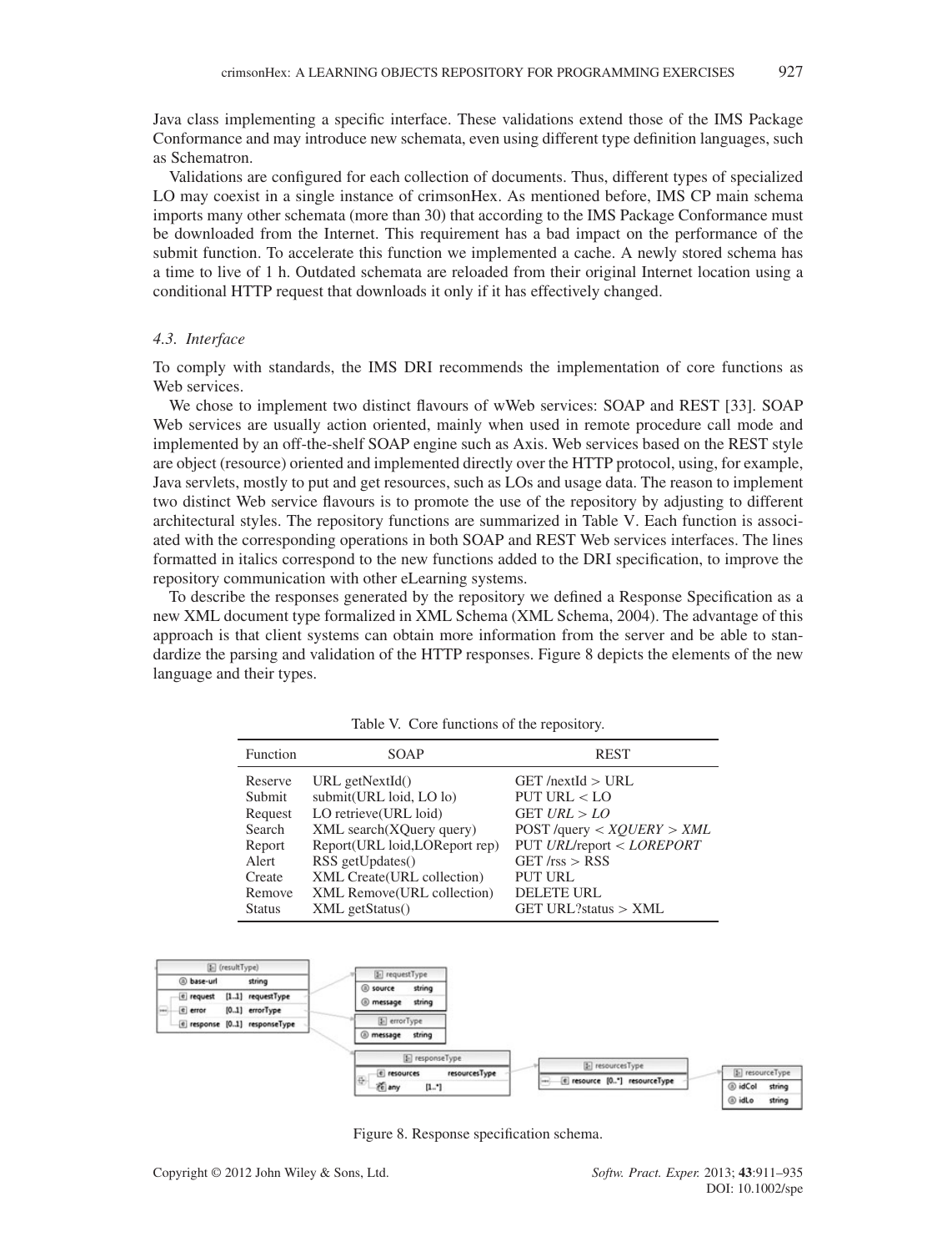Java class implementing a specific interface. These validations extend those of the IMS Package Conformance and may introduce new schemata, even using different type definition languages, such as Schematron.

Validations are configured for each collection of documents. Thus, different types of specialized LO may coexist in a single instance of crimsonHex. As mentioned before, IMS CP main schema imports many other schemata (more than 30) that according to the IMS Package Conformance must be downloaded from the Internet. This requirement has a bad impact on the performance of the submit function. To accelerate this function we implemented a cache. A newly stored schema has a time to live of 1 h. Outdated schemata are reloaded from their original Internet location using a conditional HTTP request that downloads it only if it has effectively changed.

### *4.3. Interface*

To comply with standards, the IMS DRI recommends the implementation of core functions as Web services.

We chose to implement two distinct flavours of wWeb services: SOAP and REST [33]. SOAP Web services are usually action oriented, mainly when used in remote procedure call mode and implemented by an off-the-shelf SOAP engine such as Axis. Web services based on the REST style are object (resource) oriented and implemented directly over the HTTP protocol, using, for example, Java servlets, mostly to put and get resources, such as LOs and usage data. The reason to implement two distinct Web service flavours is to promote the use of the repository by adjusting to different architectural styles. The repository functions are summarized in Table V. Each function is associated with the corresponding operations in both SOAP and REST Web services interfaces. The lines formatted in italics correspond to the new functions added to the DRI specification, to improve the repository communication with other eLearning systems.

To describe the responses generated by the repository we defined a Response Specification as a new XML document type formalized in XML Schema (XML Schema, 2004). The advantage of this approach is that client systems can obtain more information from the server and be able to standardize the parsing and validation of the HTTP responses. Figure 8 depicts the elements of the new language and their types.

Table V. Core functions of the repository.

| Function | SOAP | REST |
|---|---|---|
| Reserve | URL getNextId() | GET /nextId > URL |
| Submit | submit(URL loid, LO lo) | PUT URL < LO |
| Request | LO retrieve(URL loid) | GET *URL > LO* |
| Search | XML search(XQuery query) | POST /query < *XQUERY > XML* |
| Report | Report(URL loid,LOReport rep) | PUT *URL*/report < *LOREPORT* |
| Alert | RSS getUpdates() | GET /rss > RSS |
| Create | XML Create(URL collection) | PUT URL |
| Remove | XML Remove(URL collection) | DELETE URL |
| Status | XML getStatus() | GET URL?status > XML |

Figure 8. Response specification schema.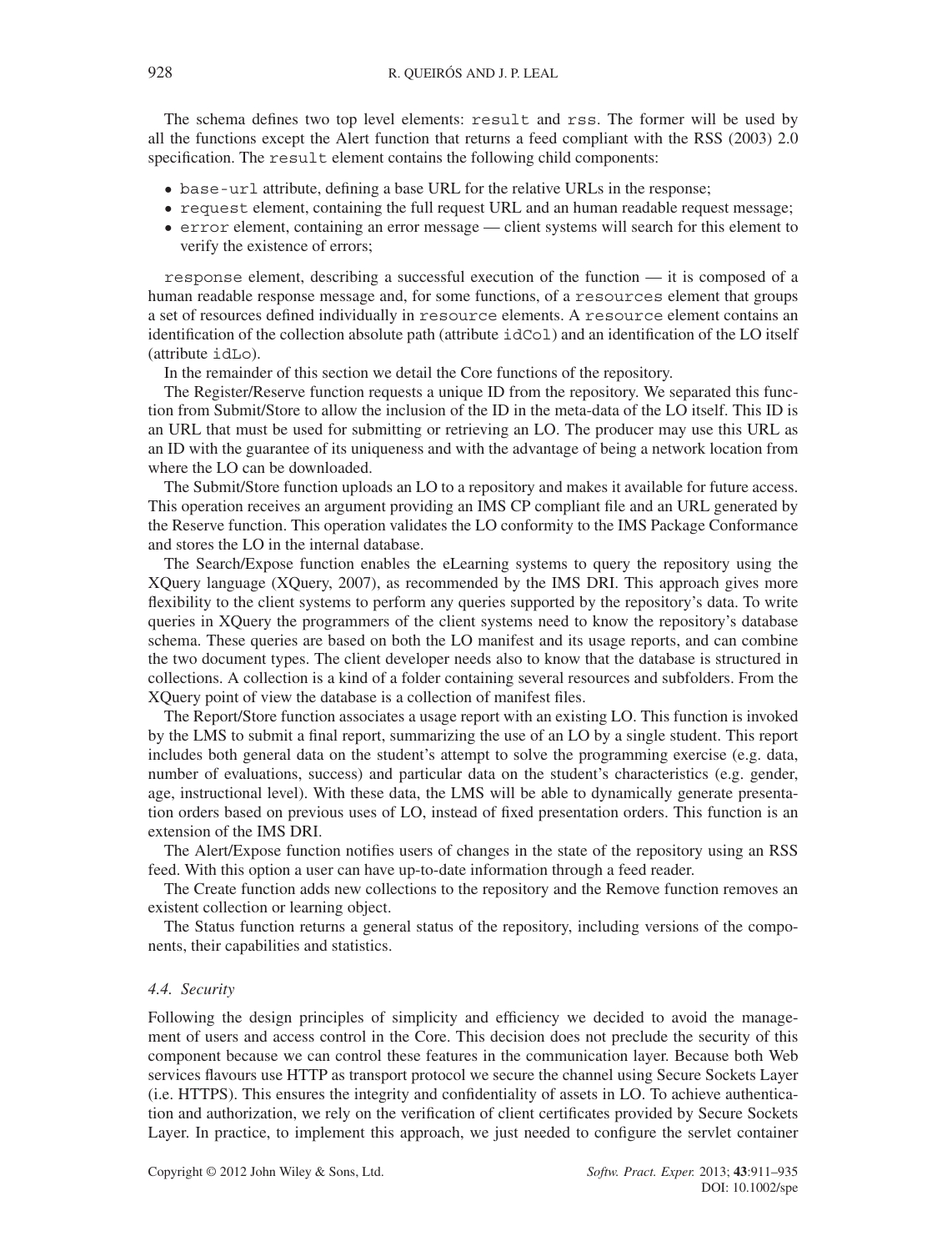The schema defines two top level elements: `result` and `rss`. The former will be used by all the functions except the Alert function that returns a feed compliant with the RSS (2003) 2.0 specification. The `result` element contains the following child components:

- `base-url` attribute, defining a base URL for the relative URLs in the response;
- `request` element, containing the full request URL and an human readable request message;
- `error` element, containing an error message — client systems will search for this element to verify the existence of errors;

`response` element, describing a successful execution of the function — it is composed of a human readable response message and, for some functions, of a `resources` element that groups a set of resources defined individually in `resource` elements. A `resource` element contains an identification of the collection absolute path (attribute `idCol`) and an identification of the LO itself (attribute `idLo`).

In the remainder of this section we detail the Core functions of the repository.

The Register/Reserve function requests a unique ID from the repository. We separated this function from Submit/Store to allow the inclusion of the ID in the meta-data of the LO itself. This ID is an URL that must be used for submitting or retrieving an LO. The producer may use this URL as an ID with the guarantee of its uniqueness and with the advantage of being a network location from where the LO can be downloaded.

The Submit/Store function uploads an LO to a repository and makes it available for future access. This operation receives an argument providing an IMS CP compliant file and an URL generated by the Reserve function. This operation validates the LO conformity to the IMS Package Conformance and stores the LO in the internal database.

The Search/Expose function enables the eLearning systems to query the repository using the XQuery language (XQuery, 2007), as recommended by the IMS DRI. This approach gives more flexibility to the client systems to perform any queries supported by the repository's data. To write queries in XQuery the programmers of the client systems need to know the repository's database schema. These queries are based on both the LO manifest and its usage reports, and can combine the two document types. The client developer needs also to know that the database is structured in collections. A collection is a kind of a folder containing several resources and subfolders. From the XQuery point of view the database is a collection of manifest files.

The Report/Store function associates a usage report with an existing LO. This function is invoked by the LMS to submit a final report, summarizing the use of an LO by a single student. This report includes both general data on the student's attempt to solve the programming exercise (e.g. data, number of evaluations, success) and particular data on the student's characteristics (e.g. gender, age, instructional level). With these data, the LMS will be able to dynamically generate presentation orders based on previous uses of LO, instead of fixed presentation orders. This function is an extension of the IMS DRI.

The Alert/Expose function notifies users of changes in the state of the repository using an RSS feed. With this option a user can have up-to-date information through a feed reader.

The Create function adds new collections to the repository and the Remove function removes an existent collection or learning object.

The Status function returns a general status of the repository, including versions of the components, their capabilities and statistics.

### 4.4. Security

Following the design principles of simplicity and efficiency we decided to avoid the management of users and access control in the Core. This decision does not preclude the security of this component because we can control these features in the communication layer. Because both Web services flavours use HTTP as transport protocol we secure the channel using Secure Sockets Layer (i.e. HTTPS). This ensures the integrity and confidentiality of assets in LO. To achieve authentication and authorization, we rely on the verification of client certificates provided by Secure Sockets Layer. In practice, to implement this approach, we just needed to configure the servlet container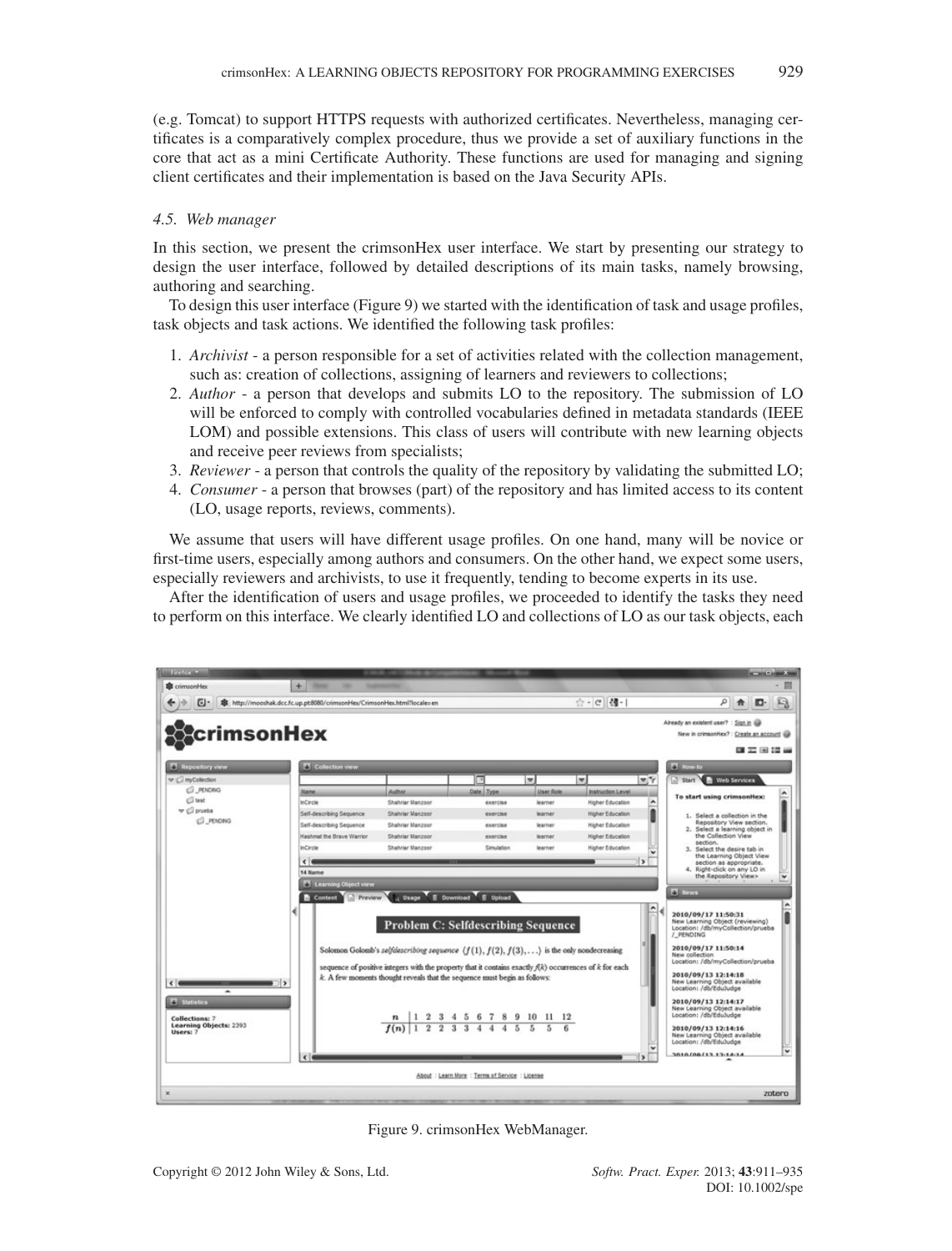(e.g. Tomcat) to support HTTPS requests with authorized certificates. Nevertheless, managing certificates is a comparatively complex procedure, thus we provide a set of auxiliary functions in the core that act as a mini Certificate Authority. These functions are used for managing and signing client certificates and their implementation is based on the Java Security APIs.

### 4.5. Web manager

In this section, we present the crimsonHex user interface. We start by presenting our strategy to design the user interface, followed by detailed descriptions of its main tasks, namely browsing, authoring and searching.

To design this user interface (Figure 9) we started with the identification of task and usage profiles, task objects and task actions. We identified the following task profiles:

1. *Archivist* - a person responsible for a set of activities related with the collection management, such as: creation of collections, assigning of learners and reviewers to collections;
2. *Author* - a person that develops and submits LO to the repository. The submission of LO will be enforced to comply with controlled vocabularies defined in metadata standards (IEEE LOM) and possible extensions. This class of users will contribute with new learning objects and receive peer reviews from specialists;
3. *Reviewer* - a person that controls the quality of the repository by validating the submitted LO;
4. *Consumer* - a person that browses (part) of the repository and has limited access to its content (LO, usage reports, reviews, comments).

We assume that users will have different usage profiles. On one hand, many will be novice or first-time users, especially among authors and consumers. On the other hand, we expect some users, especially reviewers and archivists, to use it frequently, tending to become experts in its use.

After the identification of users and usage profiles, we proceeded to identify the tasks they need to perform on this interface. We clearly identified LO and collections of LO as our task objects, each

Figure 9. crimsonHex WebManager.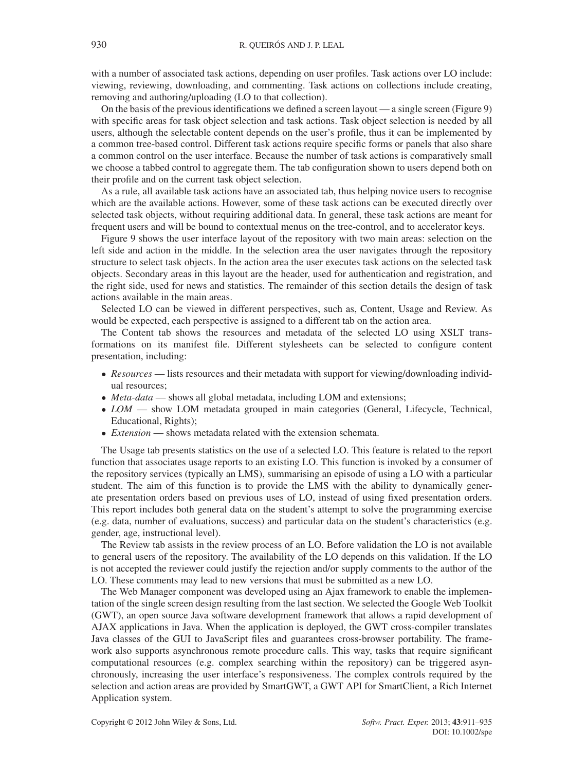with a number of associated task actions, depending on user profiles. Task actions over LO include: viewing, reviewing, downloading, and commenting. Task actions on collections include creating, removing and authoring/uploading (LO to that collection).

On the basis of the previous identifications we defined a screen layout — a single screen (Figure 9) with specific areas for task object selection and task actions. Task object selection is needed by all users, although the selectable content depends on the user's profile, thus it can be implemented by a common tree-based control. Different task actions require specific forms or panels that also share a common control on the user interface. Because the number of task actions is comparatively small we choose a tabbed control to aggregate them. The tab configuration shown to users depend both on their profile and on the current task object selection.

As a rule, all available task actions have an associated tab, thus helping novice users to recognise which are the available actions. However, some of these task actions can be executed directly over selected task objects, without requiring additional data. In general, these task actions are meant for frequent users and will be bound to contextual menus on the tree-control, and to accelerator keys.

Figure 9 shows the user interface layout of the repository with two main areas: selection on the left side and action in the middle. In the selection area the user navigates through the repository structure to select task objects. In the action area the user executes task actions on the selected task objects. Secondary areas in this layout are the header, used for authentication and registration, and the right side, used for news and statistics. The remainder of this section details the design of task actions available in the main areas.

Selected LO can be viewed in different perspectives, such as, Content, Usage and Review. As would be expected, each perspective is assigned to a different tab on the action area.

The Content tab shows the resources and metadata of the selected LO using XSLT transformations on its manifest file. Different stylesheets can be selected to configure content presentation, including:

- *Resources* — lists resources and their metadata with support for viewing/downloading individual resources;
- *Meta-data* — shows all global metadata, including LOM and extensions;
- *LOM* — show LOM metadata grouped in main categories (General, Lifecycle, Technical, Educational, Rights);
- *Extension* — shows metadata related with the extension schemata.

The Usage tab presents statistics on the use of a selected LO. This feature is related to the report function that associates usage reports to an existing LO. This function is invoked by a consumer of the repository services (typically an LMS), summarising an episode of using a LO with a particular student. The aim of this function is to provide the LMS with the ability to dynamically generate presentation orders based on previous uses of LO, instead of using fixed presentation orders. This report includes both general data on the student's attempt to solve the programming exercise (e.g. data, number of evaluations, success) and particular data on the student's characteristics (e.g. gender, age, instructional level).

The Review tab assists in the review process of an LO. Before validation the LO is not available to general users of the repository. The availability of the LO depends on this validation. If the LO is not accepted the reviewer could justify the rejection and/or supply comments to the author of the LO. These comments may lead to new versions that must be submitted as a new LO.

The Web Manager component was developed using an Ajax framework to enable the implementation of the single screen design resulting from the last section. We selected the Google Web Toolkit (GWT), an open source Java software development framework that allows a rapid development of AJAX applications in Java. When the application is deployed, the GWT cross-compiler translates Java classes of the GUI to JavaScript files and guarantees cross-browser portability. The framework also supports asynchronous remote procedure calls. This way, tasks that require significant computational resources (e.g. complex searching within the repository) can be triggered asynchronously, increasing the user interface's responsiveness. The complex controls required by the selection and action areas are provided by SmartGWT, a GWT API for SmartClient, a Rich Internet Application system.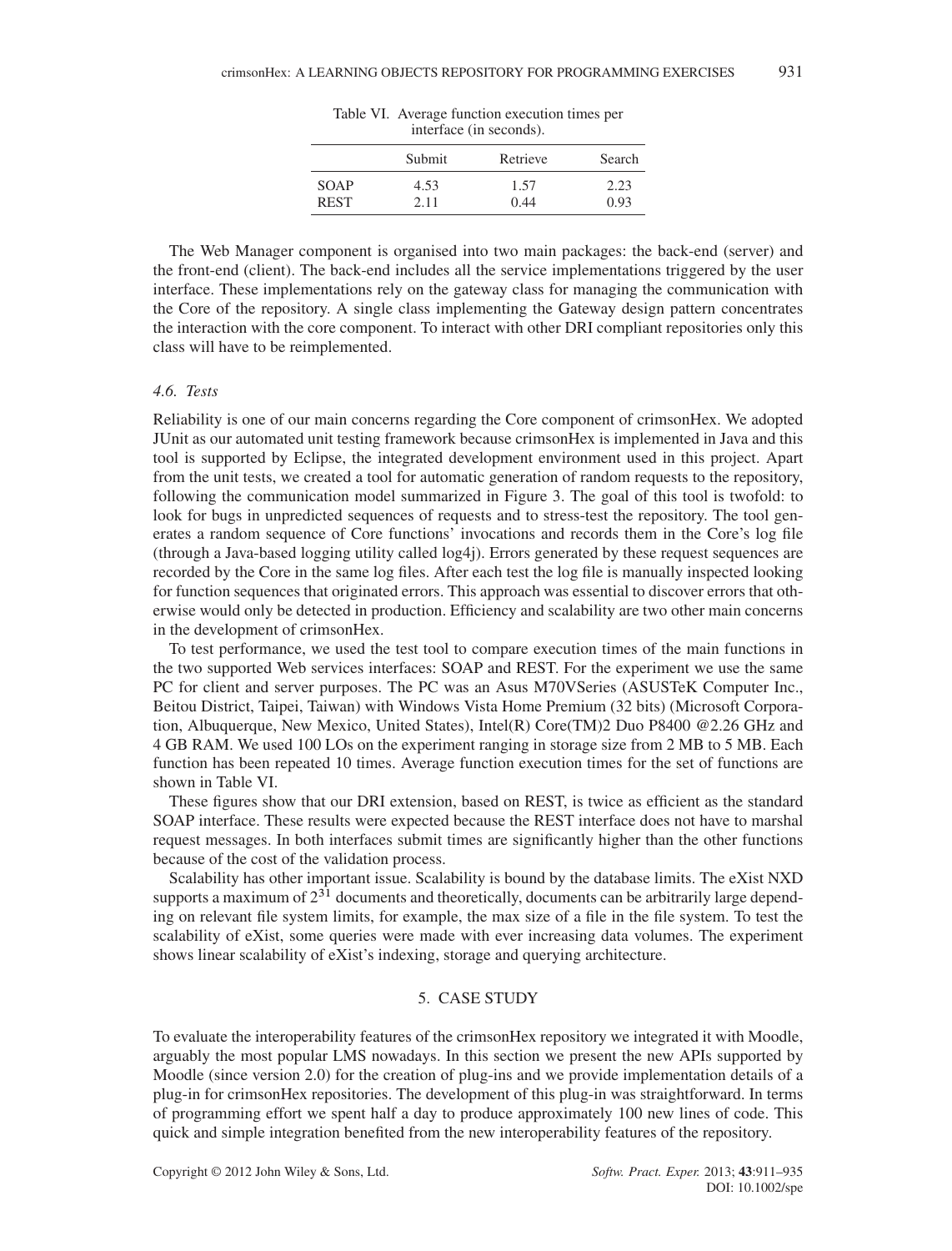Table VI. Average function execution times per interface (in seconds).

| | Submit | Retrieve | Search |
|---|---|---|---|
| SOAP | 4.53 | 1.57 | 2.23 |
| REST | 2.11 | 0.44 | 0.93 |

The Web Manager component is organised into two main packages: the back-end (server) and the front-end (client). The back-end includes all the service implementations triggered by the user interface. These implementations rely on the gateway class for managing the communication with the Core of the repository. A single class implementing the Gateway design pattern concentrates the interaction with the core component. To interact with other DRI compliant repositories only this class will have to be reimplemented.

### 4.6. Tests

Reliability is one of our main concerns regarding the Core component of crimsonHex. We adopted JUnit as our automated unit testing framework because crimsonHex is implemented in Java and this tool is supported by Eclipse, the integrated development environment used in this project. Apart from the unit tests, we created a tool for automatic generation of random requests to the repository, following the communication model summarized in Figure 3. The goal of this tool is twofold: to look for bugs in unpredicted sequences of requests and to stress-test the repository. The tool generates a random sequence of Core functions' invocations and records them in the Core's log file (through a Java-based logging utility called log4j). Errors generated by these request sequences are recorded by the Core in the same log files. After each test the log file is manually inspected looking for function sequences that originated errors. This approach was essential to discover errors that otherwise would only be detected in production. Efficiency and scalability are two other main concerns in the development of crimsonHex.

To test performance, we used the test tool to compare execution times of the main functions in the two supported Web services interfaces: SOAP and REST. For the experiment we use the same PC for client and server purposes. The PC was an Asus M70VSeries (ASUSTeK Computer Inc., Beitou District, Taipei, Taiwan) with Windows Vista Home Premium (32 bits) (Microsoft Corporation, Albuquerque, New Mexico, United States), Intel(R) Core(TM)2 Duo P8400 @2.26 GHz and 4 GB RAM. We used 100 LOs on the experiment ranging in storage size from 2 MB to 5 MB. Each function has been repeated 10 times. Average function execution times for the set of functions are shown in Table VI.

These figures show that our DRI extension, based on REST, is twice as efficient as the standard SOAP interface. These results were expected because the REST interface does not have to marshal request messages. In both interfaces submit times are significantly higher than the other functions because of the cost of the validation process.

Scalability has other important issue. Scalability is bound by the database limits. The eXist NXD supports a maximum of $2^{31}$ documents and theoretically, documents can be arbitrarily large depending on relevant file system limits, for example, the max size of a file in the file system. To test the scalability of eXist, some queries were made with ever increasing data volumes. The experiment shows linear scalability of eXist's indexing, storage and querying architecture.

## 5. CASE STUDY

To evaluate the interoperability features of the crimsonHex repository we integrated it with Moodle, arguably the most popular LMS nowadays. In this section we present the new APIs supported by Moodle (since version 2.0) for the creation of plug-ins and we provide implementation details of a plug-in for crimsonHex repositories. The development of this plug-in was straightforward. In terms of programming effort we spent half a day to produce approximately 100 new lines of code. This quick and simple integration benefited from the new interoperability features of the repository.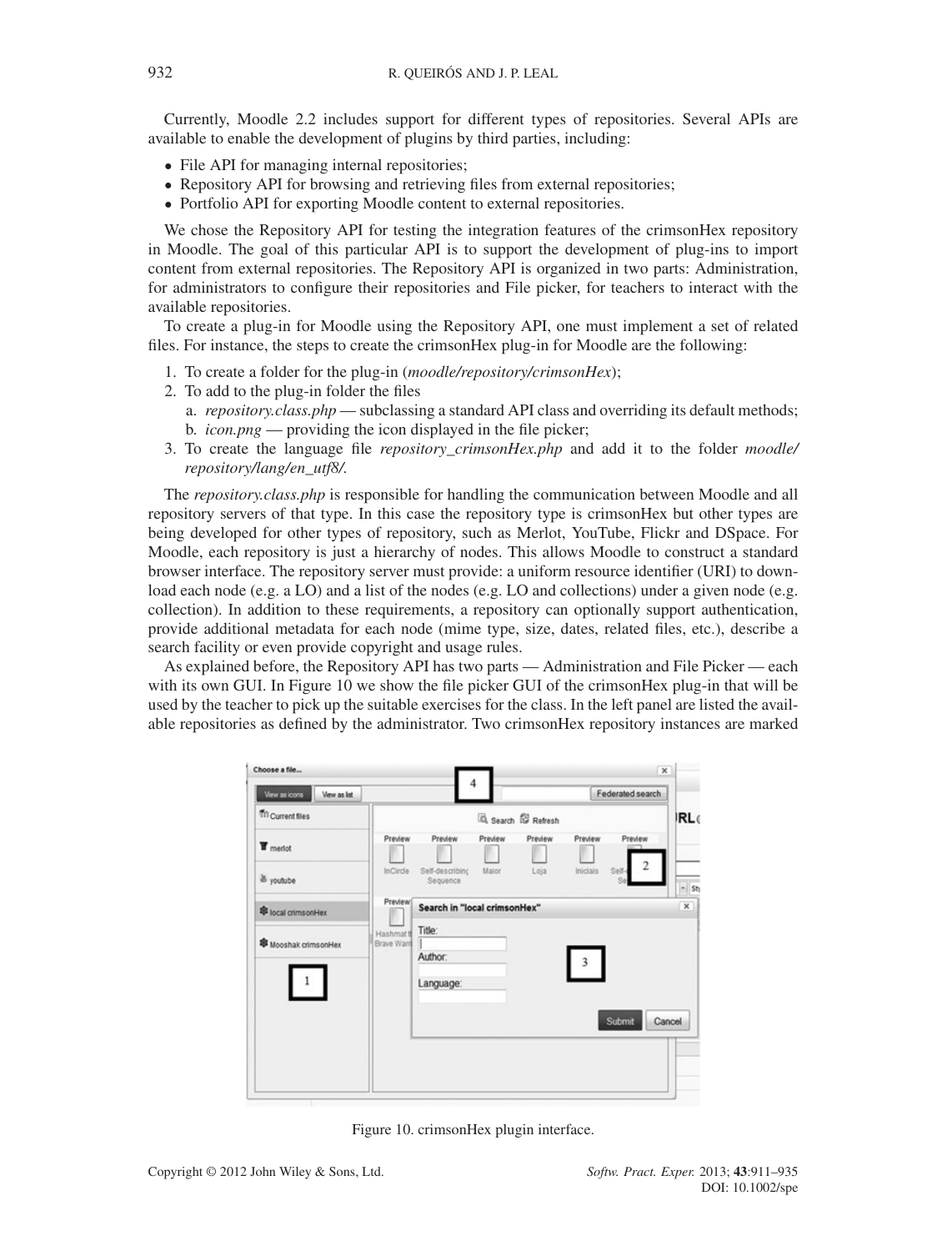Currently, Moodle 2.2 includes support for different types of repositories. Several APIs are available to enable the development of plugins by third parties, including:

- File API for managing internal repositories;
- Repository API for browsing and retrieving files from external repositories;
- Portfolio API for exporting Moodle content to external repositories.

We chose the Repository API for testing the integration features of the crimsonHex repository in Moodle. The goal of this particular API is to support the development of plug-ins to import content from external repositories. The Repository API is organized in two parts: Administration, for administrators to configure their repositories and File picker, for teachers to interact with the available repositories.

To create a plug-in for Moodle using the Repository API, one must implement a set of related files. For instance, the steps to create the crimsonHex plug-in for Moodle are the following:

1. To create a folder for the plug-in (*moodle/repository/crimsonHex*);
2. To add to the plug-in folder the files
   a. *repository.class.php* — subclassing a standard API class and overriding its default methods;
   b. *icon.png* — providing the icon displayed in the file picker;
3. To create the language file *repository_crimsonHex.php* and add it to the folder *moodle/repository/lang/en_utf8/*.

The *repository.class.php* is responsible for handling the communication between Moodle and all repository servers of that type. In this case the repository type is crimsonHex but other types are being developed for other types of repository, such as Merlot, YouTube, Flickr and DSpace. For Moodle, each repository is just a hierarchy of nodes. This allows Moodle to construct a standard browser interface. The repository server must provide: a uniform resource identifier (URI) to download each node (e.g. a LO) and a list of the nodes (e.g. LO and collections) under a given node (e.g. collection). In addition to these requirements, a repository can optionally support authentication, provide additional metadata for each node (mime type, size, dates, related files, etc.), describe a search facility or even provide copyright and usage rules.

As explained before, the Repository API has two parts — Administration and File Picker — each with its own GUI. In Figure 10 we show the file picker GUI of the crimsonHex plug-in that will be used by the teacher to pick up the suitable exercises for the class. In the left panel are listed the available repositories as defined by the administrator. Two crimsonHex repository instances are marked

Figure 10. crimsonHex plugin interface.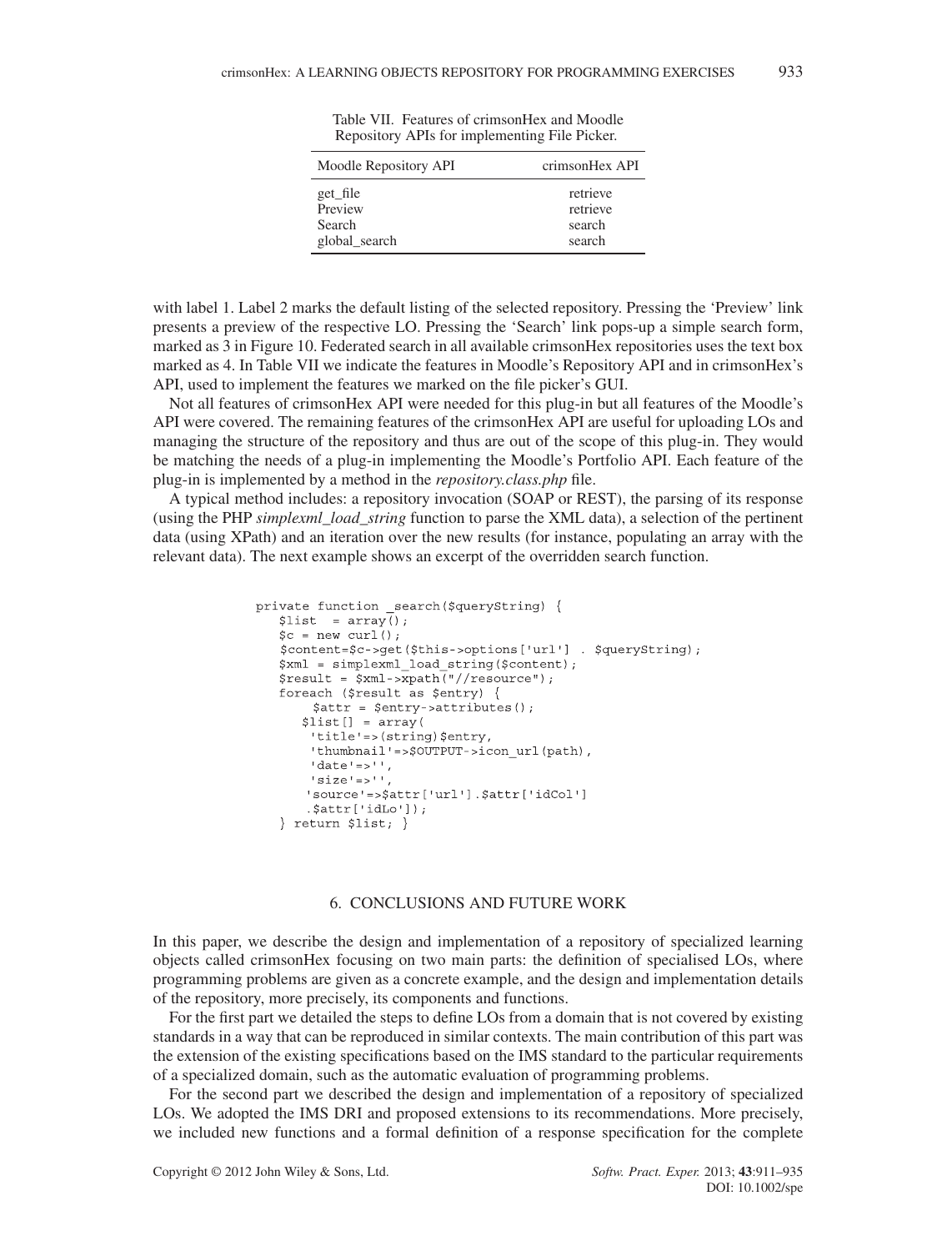Table VII. Features of crimsonHex and Moodle Repository APIs for implementing File Picker.

| Moodle Repository API | crimsonHex API |
|---|---|
| get_file | retrieve |
| Preview | retrieve |
| Search | search |
| global_search | search |

with label 1. Label 2 marks the default listing of the selected repository. Pressing the 'Preview' link presents a preview of the respective LO. Pressing the 'Search' link pops-up a simple search form, marked as 3 in Figure 10. Federated search in all available crimsonHex repositories uses the text box marked as 4. In Table VII we indicate the features in Moodle's Repository API and in crimsonHex's API, used to implement the features we marked on the file picker's GUI.

Not all features of crimsonHex API were needed for this plug-in but all features of the Moodle's API were covered. The remaining features of the crimsonHex API are useful for uploading LOs and managing the structure of the repository and thus are out of the scope of this plug-in. They would be matching the needs of a plug-in implementing the Moodle's Portfolio API. Each feature of the plug-in is implemented by a method in the *repository.class.php* file.

A typical method includes: a repository invocation (SOAP or REST), the parsing of its response (using the PHP *simplexml_load_string* function to parse the XML data), a selection of the pertinent data (using XPath) and an iteration over the new results (for instance, populating an array with the relevant data). The next example shows an excerpt of the overridden search function.

```
private function _search($queryString) {
   $list  = array();
   $c = new curl();
   $content=$c->get($this->options['url'] . $queryString);
   $xml = simplexml_load_string($content);
   $result = $xml->xpath("//resource");
   foreach ($result as $entry) {
       $attr = $entry->attributes();
      $list[] = array(
       'title'=>(string)$entry,
       'thumbnail'=>$OUTPUT->icon_url(path),
       'date'=>'',
       'size'=>'',
      'source'=>$attr['url'].$attr['idCol']
      .$attr['idLo']);
   } return $list; }
```

## 6. CONCLUSIONS AND FUTURE WORK

In this paper, we describe the design and implementation of a repository of specialized learning objects called crimsonHex focusing on two main parts: the definition of specialised LOs, where programming problems are given as a concrete example, and the design and implementation details of the repository, more precisely, its components and functions.

For the first part we detailed the steps to define LOs from a domain that is not covered by existing standards in a way that can be reproduced in similar contexts. The main contribution of this part was the extension of the existing specifications based on the IMS standard to the particular requirements of a specialized domain, such as the automatic evaluation of programming problems.

For the second part we described the design and implementation of a repository of specialized LOs. We adopted the IMS DRI and proposed extensions to its recommendations. More precisely, we included new functions and a formal definition of a response specification for the complete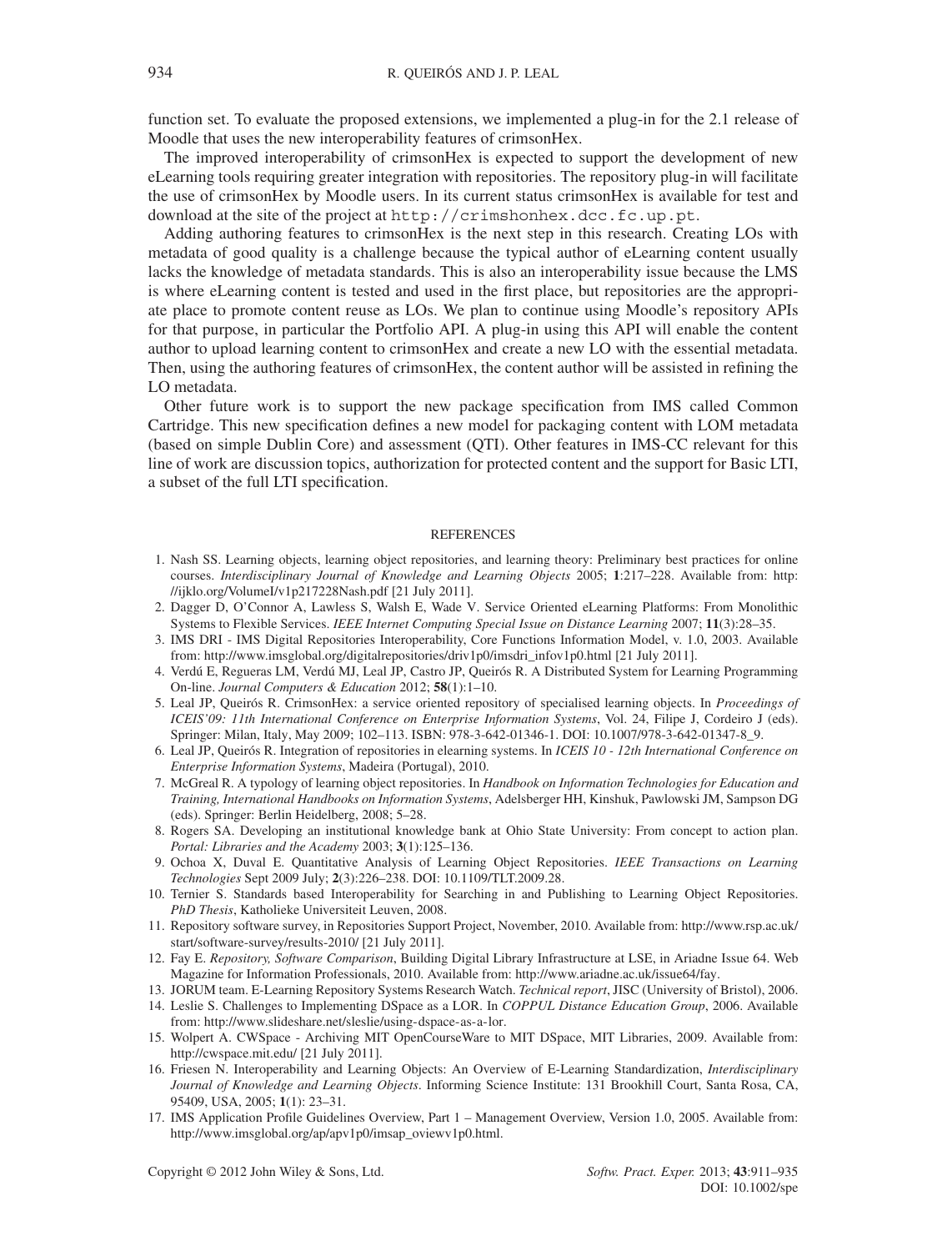function set. To evaluate the proposed extensions, we implemented a plug-in for the 2.1 release of Moodle that uses the new interoperability features of crimsonHex.

The improved interoperability of crimsonHex is expected to support the development of new eLearning tools requiring greater integration with repositories. The repository plug-in will facilitate the use of crimsonHex by Moodle users. In its current status crimsonHex is available for test and download at the site of the project at `http://crimshonhex.dcc.fc.up.pt`.

Adding authoring features to crimsonHex is the next step in this research. Creating LOs with metadata of good quality is a challenge because the typical author of eLearning content usually lacks the knowledge of metadata standards. This is also an interoperability issue because the LMS is where eLearning content is tested and used in the first place, but repositories are the appropriate place to promote content reuse as LOs. We plan to continue using Moodle's repository APIs for that purpose, in particular the Portfolio API. A plug-in using this API will enable the content author to upload learning content to crimsonHex and create a new LO with the essential metadata. Then, using the authoring features of crimsonHex, the content author will be assisted in refining the LO metadata.

Other future work is to support the new package specification from IMS called Common Cartridge. This new specification defines a new model for packaging content with LOM metadata (based on simple Dublin Core) and assessment (QTI). Other features in IMS-CC relevant for this line of work are discussion topics, authorization for protected content and the support for Basic LTI, a subset of the full LTI specification.

## REFERENCES

1. Nash SS. Learning objects, learning object repositories, and learning theory: Preliminary best practices for online courses. *Interdisciplinary Journal of Knowledge and Learning Objects* 2005; **1**:217–228. Available from: http://ijklo.org/VolumeI/v1p217228Nash.pdf [21 July 2011].
2. Dagger D, O'Connor A, Lawless S, Walsh E, Wade V. Service Oriented eLearning Platforms: From Monolithic Systems to Flexible Services. *IEEE Internet Computing Special Issue on Distance Learning* 2007; **11**(3):28–35.
3. IMS DRI - IMS Digital Repositories Interoperability, Core Functions Information Model, v. 1.0, 2003. Available from: http://www.imsglobal.org/digitalrepositories/driv1p0/imsdri_infov1p0.html [21 July 2011].
4. Verdú E, Regueras LM, Verdú MJ, Leal JP, Castro JP, Queirós R. A Distributed System for Learning Programming On-line. *Journal Computers & Education* 2012; **58**(1):1–10.
5. Leal JP, Queirós R. CrimsonHex: a service oriented repository of specialised learning objects. In *Proceedings of ICEIS'09: 11th International Conference on Enterprise Information Systems*, Vol. 24, Filipe J, Cordeiro J (eds). Springer: Milan, Italy, May 2009; 102–113. ISBN: 978-3-642-01346-1. DOI: 10.1007/978-3-642-01347-8_9.
6. Leal JP, Queirós R. Integration of repositories in elearning systems. In *ICEIS 10 - 12th International Conference on Enterprise Information Systems*, Madeira (Portugal), 2010.
7. McGreal R. A typology of learning object repositories. In *Handbook on Information Technologies for Education and Training, International Handbooks on Information Systems*, Adelsberger HH, Kinshuk, Pawlowski JM, Sampson DG (eds). Springer: Berlin Heidelberg, 2008; 5–28.
8. Rogers SA. Developing an institutional knowledge bank at Ohio State University: From concept to action plan. *Portal: Libraries and the Academy* 2003; **3**(1):125–136.
9. Ochoa X, Duval E. Quantitative Analysis of Learning Object Repositories. *IEEE Transactions on Learning Technologies* Sept 2009 July; **2**(3):226–238. DOI: 10.1109/TLT.2009.28.
10. Ternier S. Standards based Interoperability for Searching in and Publishing to Learning Object Repositories. *PhD Thesis*, Katholieke Universiteit Leuven, 2008.
11. Repository software survey, in Repositories Support Project, November, 2010. Available from: http://www.rsp.ac.uk/start/software-survey/results-2010/ [21 July 2011].
12. Fay E. *Repository, Software Comparison*, Building Digital Library Infrastructure at LSE, in Ariadne Issue 64. Web Magazine for Information Professionals, 2010. Available from: http://www.ariadne.ac.uk/issue64/fay.
13. JORUM team. E-Learning Repository Systems Research Watch. *Technical report*, JISC (University of Bristol), 2006.
14. Leslie S. Challenges to Implementing DSpace as a LOR. In *COPPUL Distance Education Group*, 2006. Available from: http://www.slideshare.net/sleslie/using-dspace-as-a-lor.
15. Wolpert A. CWSpace - Archiving MIT OpenCourseWare to MIT DSpace, MIT Libraries, 2009. Available from: http://cwspace.mit.edu/ [21 July 2011].
16. Friesen N. Interoperability and Learning Objects: An Overview of E-Learning Standardization, *Interdisciplinary Journal of Knowledge and Learning Objects*. Informing Science Institute: 131 Brookhill Court, Santa Rosa, CA, 95409, USA, 2005; **1**(1): 23–31.
17. IMS Application Profile Guidelines Overview, Part 1 – Management Overview, Version 1.0, 2005. Available from: http://www.imsglobal.org/ap/apv1p0/imsap_oviewv1p0.html.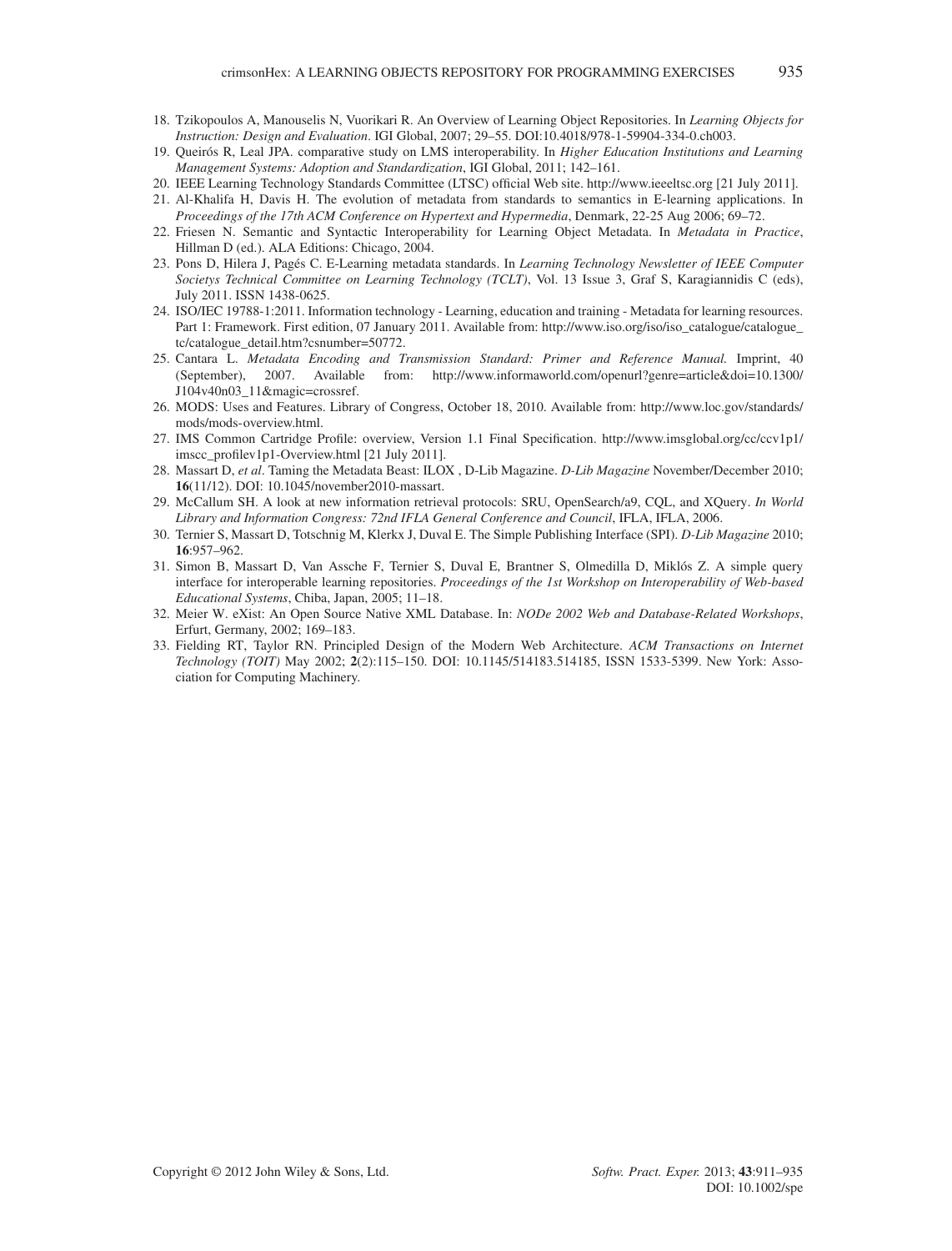18. Tzikopoulos A, Manouselis N, Vuorikari R. An Overview of Learning Object Repositories. In *Learning Objects for Instruction: Design and Evaluation*. IGI Global, 2007; 29–55. DOI:10.4018/978-1-59904-334-0.ch003.
19. Queirós R, Leal JPA. comparative study on LMS interoperability. In *Higher Education Institutions and Learning Management Systems: Adoption and Standardization*, IGI Global, 2011; 142–161.
20. IEEE Learning Technology Standards Committee (LTSC) official Web site. http://www.ieeeltsc.org [21 July 2011].
21. Al-Khalifa H, Davis H. The evolution of metadata from standards to semantics in E-learning applications. In *Proceedings of the 17th ACM Conference on Hypertext and Hypermedia*, Denmark, 22-25 Aug 2006; 69–72.
22. Friesen N. Semantic and Syntactic Interoperability for Learning Object Metadata. In *Metadata in Practice*, Hillman D (ed.). ALA Editions: Chicago, 2004.
23. Pons D, Hilera J, Pagés C. E-Learning metadata standards. In *Learning Technology Newsletter of IEEE Computer Societys Technical Committee on Learning Technology (TCLT)*, Vol. 13 Issue 3, Graf S, Karagiannidis C (eds), July 2011. ISSN 1438-0625.
24. ISO/IEC 19788-1:2011. Information technology - Learning, education and training - Metadata for learning resources. Part 1: Framework. First edition, 07 January 2011. Available from: http://www.iso.org/iso/iso_catalogue/catalogue_tc/catalogue_detail.htm?csnumber=50772.
25. Cantara L. *Metadata Encoding and Transmission Standard: Primer and Reference Manual.* Imprint, 40 (September), 2007. Available from: http://www.informaworld.com/openurl?genre=article&doi=10.1300/J104v40n03_11&magic=crossref.
26. MODS: Uses and Features. Library of Congress, October 18, 2010. Available from: http://www.loc.gov/standards/mods/mods-overview.html.
27. IMS Common Cartridge Profile: overview, Version 1.1 Final Specification. http://www.imsglobal.org/cc/ccv1p1/imscc_profilev1p1-Overview.html [21 July 2011].
28. Massart D, *et al*. Taming the Metadata Beast: ILOX , D-Lib Magazine. *D-Lib Magazine* November/December 2010; **16**(11/12). DOI: 10.1045/november2010-massart.
29. McCallum SH. A look at new information retrieval protocols: SRU, OpenSearch/a9, CQL, and XQuery. *In World Library and Information Congress: 72nd IFLA General Conference and Council*, IFLA, IFLA, 2006.
30. Ternier S, Massart D, Totschnig M, Klerkx J, Duval E. The Simple Publishing Interface (SPI). *D-Lib Magazine* 2010; **16**:957–962.
31. Simon B, Massart D, Van Assche F, Ternier S, Duval E, Brantner S, Olmedilla D, Miklós Z. A simple query interface for interoperable learning repositories. *Proceedings of the 1st Workshop on Interoperability of Web-based Educational Systems*, Chiba, Japan, 2005; 11–18.
32. Meier W. eXist: An Open Source Native XML Database. In: *NODe 2002 Web and Database-Related Workshops*, Erfurt, Germany, 2002; 169–183.
33. Fielding RT, Taylor RN. Principled Design of the Modern Web Architecture. *ACM Transactions on Internet Technology (TOIT)* May 2002; **2**(2):115–150. DOI: 10.1145/514183.514185, ISSN 1533-5399. New York: Association for Computing Machinery.